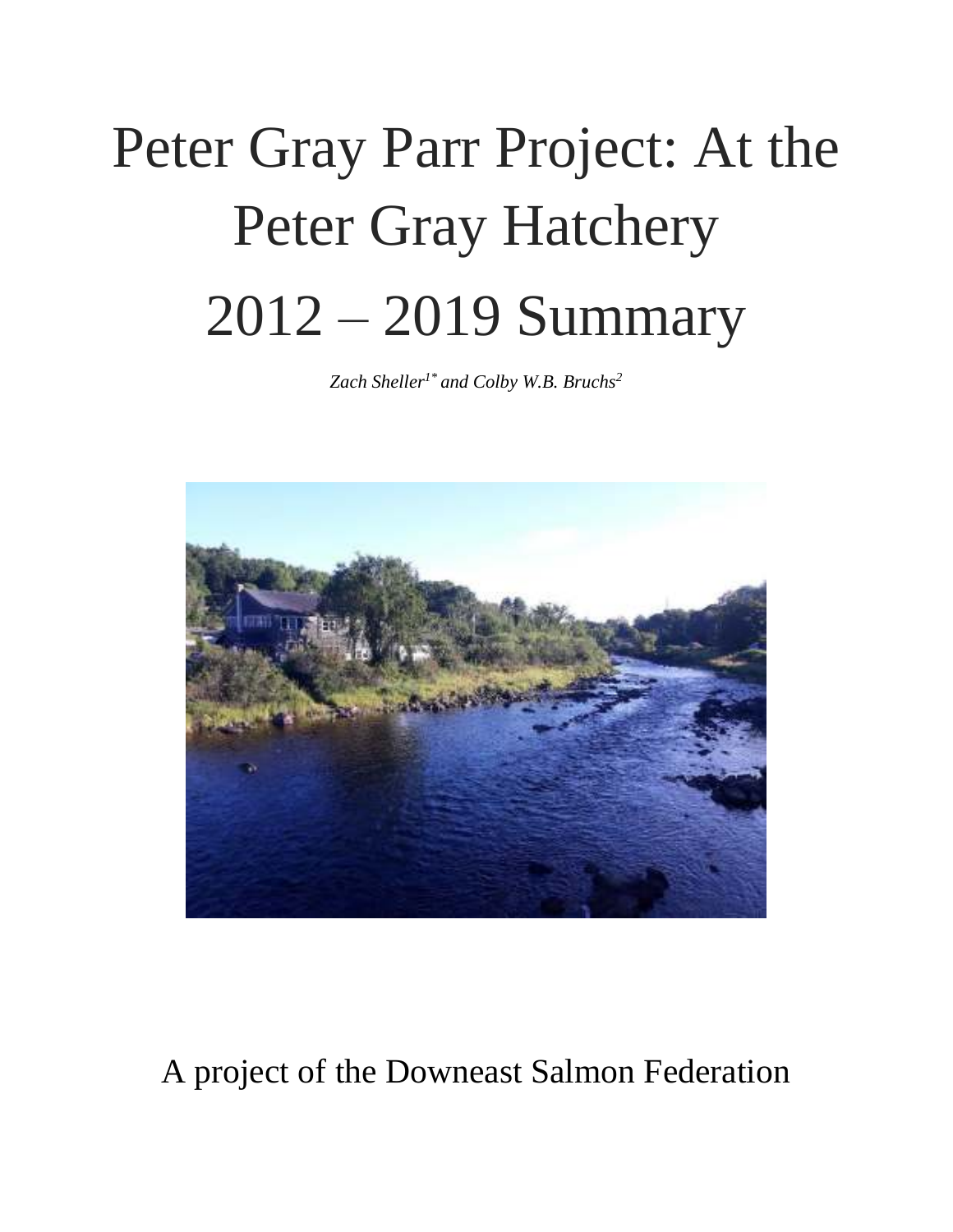# Peter Gray Parr Project: At the Peter Gray Hatchery 2012 – 2019 Summary

*Zach Sheller[1*] and Colby W.B. Bruchs[2]*

A project of the Downeast Salmon Federation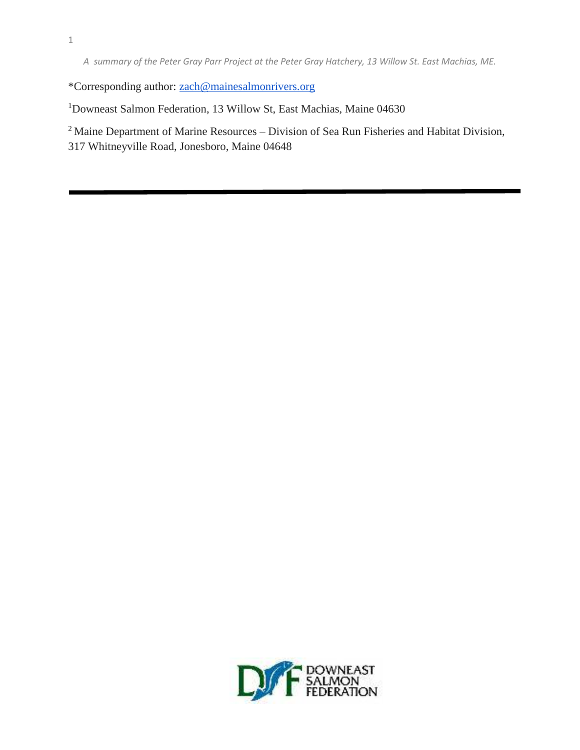*A summary of the Peter Gray Parr Project at the Peter Gray Hatchery, 13 Willow St. East Machias, ME.*

*Corresponding author: zach@mainesalmonrivers.org

[1]Downeast Salmon Federation, 13 Willow St, East Machias, Maine 04630

[2] Maine Department of Marine Resources – Division of Sea Run Fisheries and Habitat Division, 317 Whitneyville Road, Jonesboro, Maine 04648

---

DOWNEAST SALMON FEDERATION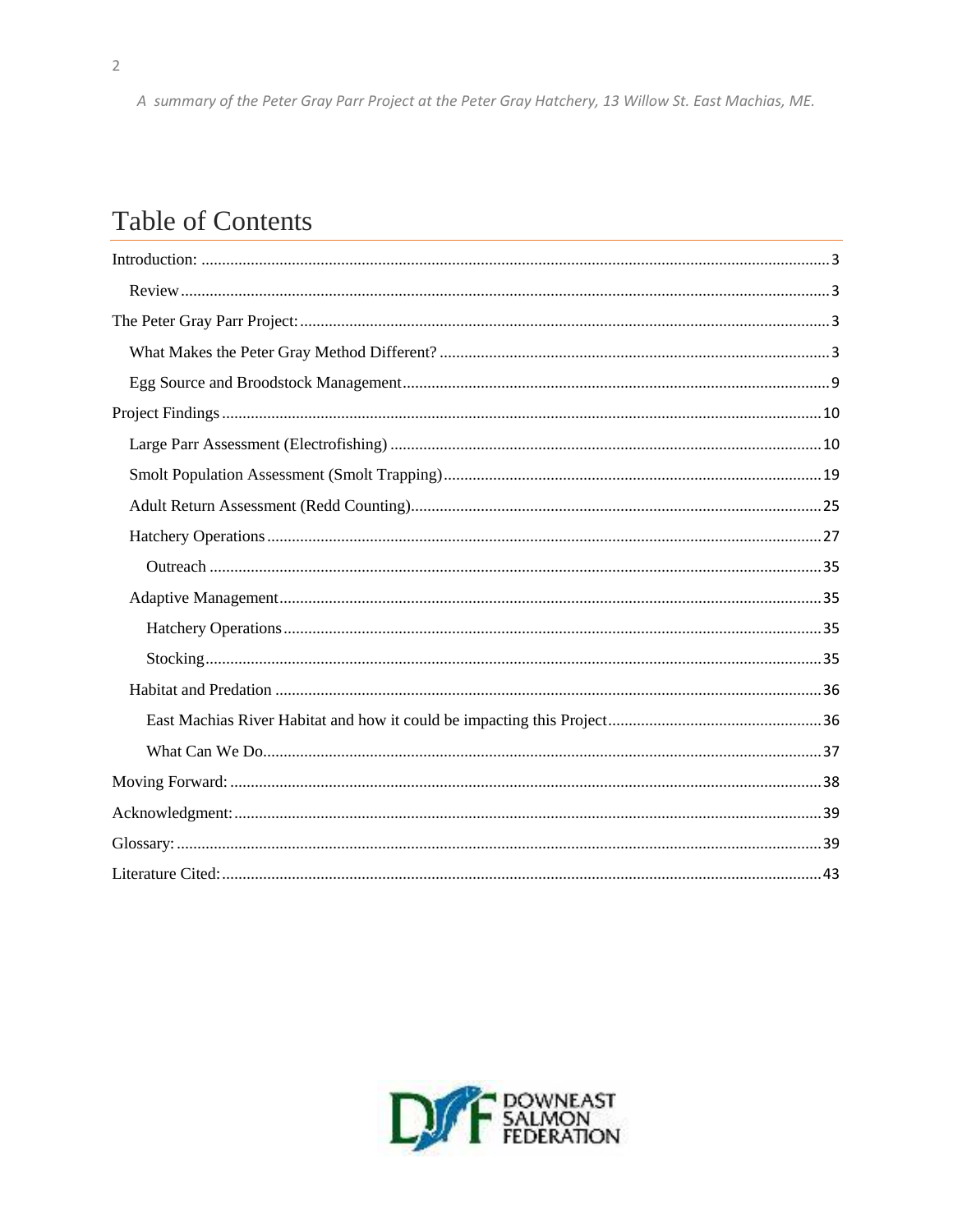*A summary of the Peter Gray Parr Project at the Peter Gray Hatchery, 13 Willow St. East Machias, ME.*

# Table of Contents

- Introduction: ........ 3
  - Review ........ 3
- The Peter Gray Parr Project: ........ 3
  - What Makes the Peter Gray Method Different? ........ 3
  - Egg Source and Broodstock Management ........ 9
- Project Findings ........ 10
  - Large Parr Assessment (Electrofishing) ........ 10
  - Smolt Population Assessment (Smolt Trapping) ........ 19
  - Adult Return Assessment (Redd Counting) ........ 25
  - Hatchery Operations ........ 27
    - Outreach ........ 35
  - Adaptive Management ........ 35
    - Hatchery Operations ........ 35
    - Stocking ........ 35
  - Habitat and Predation ........ 36
    - East Machias River Habitat and how it could be impacting this Project ........ 36
    - What Can We Do ........ 37
- Moving Forward: ........ 38
- Acknowledgment: ........ 39
- Glossary: ........ 39
- Literature Cited: ........ 43

DOWNEAST SALMON FEDERATION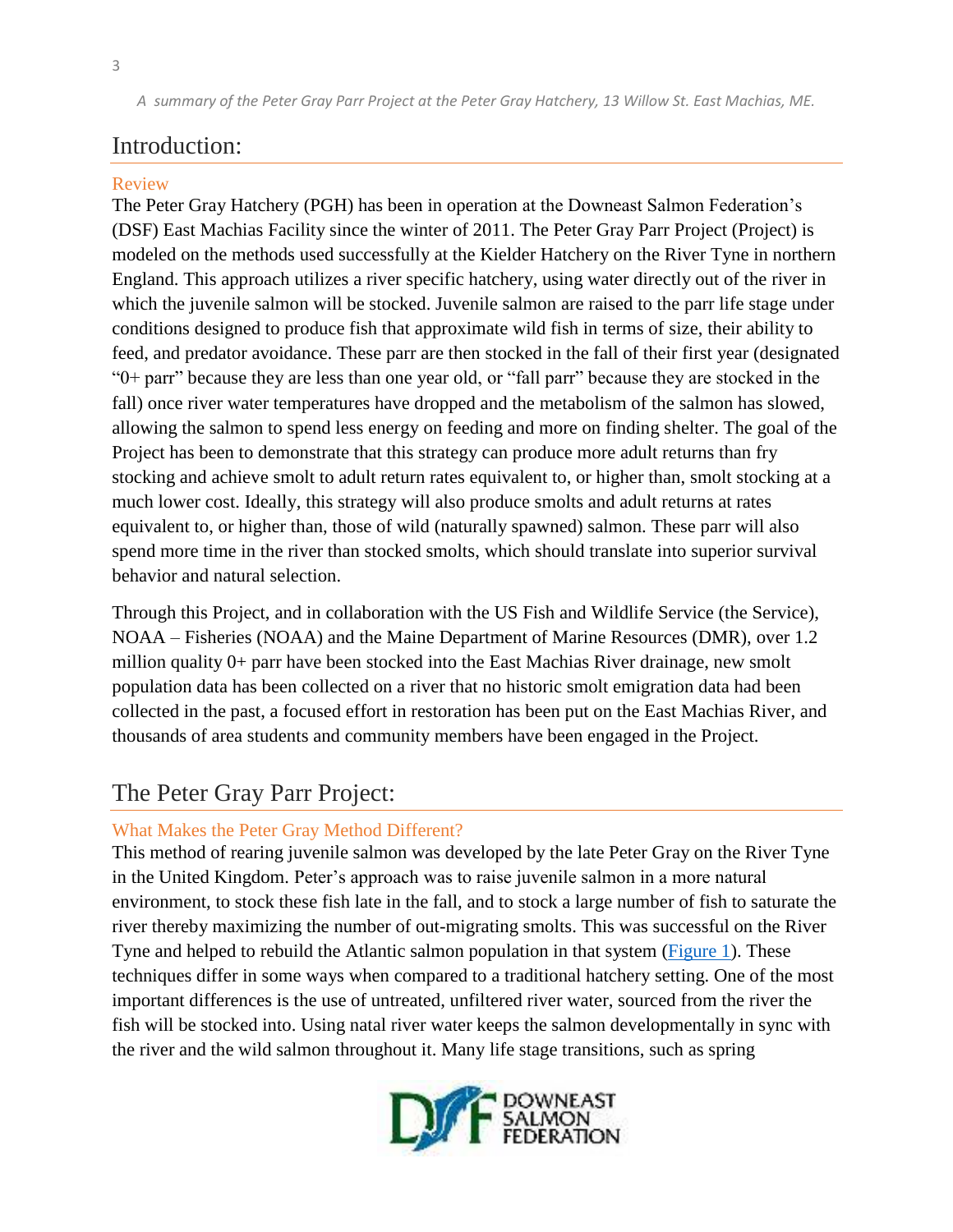*A summary of the Peter Gray Parr Project at the Peter Gray Hatchery, 13 Willow St. East Machias, ME.*

# Introduction:

## Review

The Peter Gray Hatchery (PGH) has been in operation at the Downeast Salmon Federation's (DSF) East Machias Facility since the winter of 2011. The Peter Gray Parr Project (Project) is modeled on the methods used successfully at the Kielder Hatchery on the River Tyne in northern England. This approach utilizes a river specific hatchery, using water directly out of the river in which the juvenile salmon will be stocked. Juvenile salmon are raised to the parr life stage under conditions designed to produce fish that approximate wild fish in terms of size, their ability to feed, and predator avoidance. These parr are then stocked in the fall of their first year (designated "0+ parr" because they are less than one year old, or "fall parr" because they are stocked in the fall) once river water temperatures have dropped and the metabolism of the salmon has slowed, allowing the salmon to spend less energy on feeding and more on finding shelter. The goal of the Project has been to demonstrate that this strategy can produce more adult returns than fry stocking and achieve smolt to adult return rates equivalent to, or higher than, smolt stocking at a much lower cost. Ideally, this strategy will also produce smolts and adult returns at rates equivalent to, or higher than, those of wild (naturally spawned) salmon. These parr will also spend more time in the river than stocked smolts, which should translate into superior survival behavior and natural selection.

Through this Project, and in collaboration with the US Fish and Wildlife Service (the Service), NOAA – Fisheries (NOAA) and the Maine Department of Marine Resources (DMR), over 1.2 million quality 0+ parr have been stocked into the East Machias River drainage, new smolt population data has been collected on a river that no historic smolt emigration data had been collected in the past, a focused effort in restoration has been put on the East Machias River, and thousands of area students and community members have been engaged in the Project.

# The Peter Gray Parr Project:

## What Makes the Peter Gray Method Different?

This method of rearing juvenile salmon was developed by the late Peter Gray on the River Tyne in the United Kingdom. Peter's approach was to raise juvenile salmon in a more natural environment, to stock these fish late in the fall, and to stock a large number of fish to saturate the river thereby maximizing the number of out-migrating smolts. This was successful on the River Tyne and helped to rebuild the Atlantic salmon population in that system (Figure 1). These techniques differ in some ways when compared to a traditional hatchery setting. One of the most important differences is the use of untreated, unfiltered river water, sourced from the river the fish will be stocked into. Using natal river water keeps the salmon developmentally in sync with the river and the wild salmon throughout it. Many life stage transitions, such as spring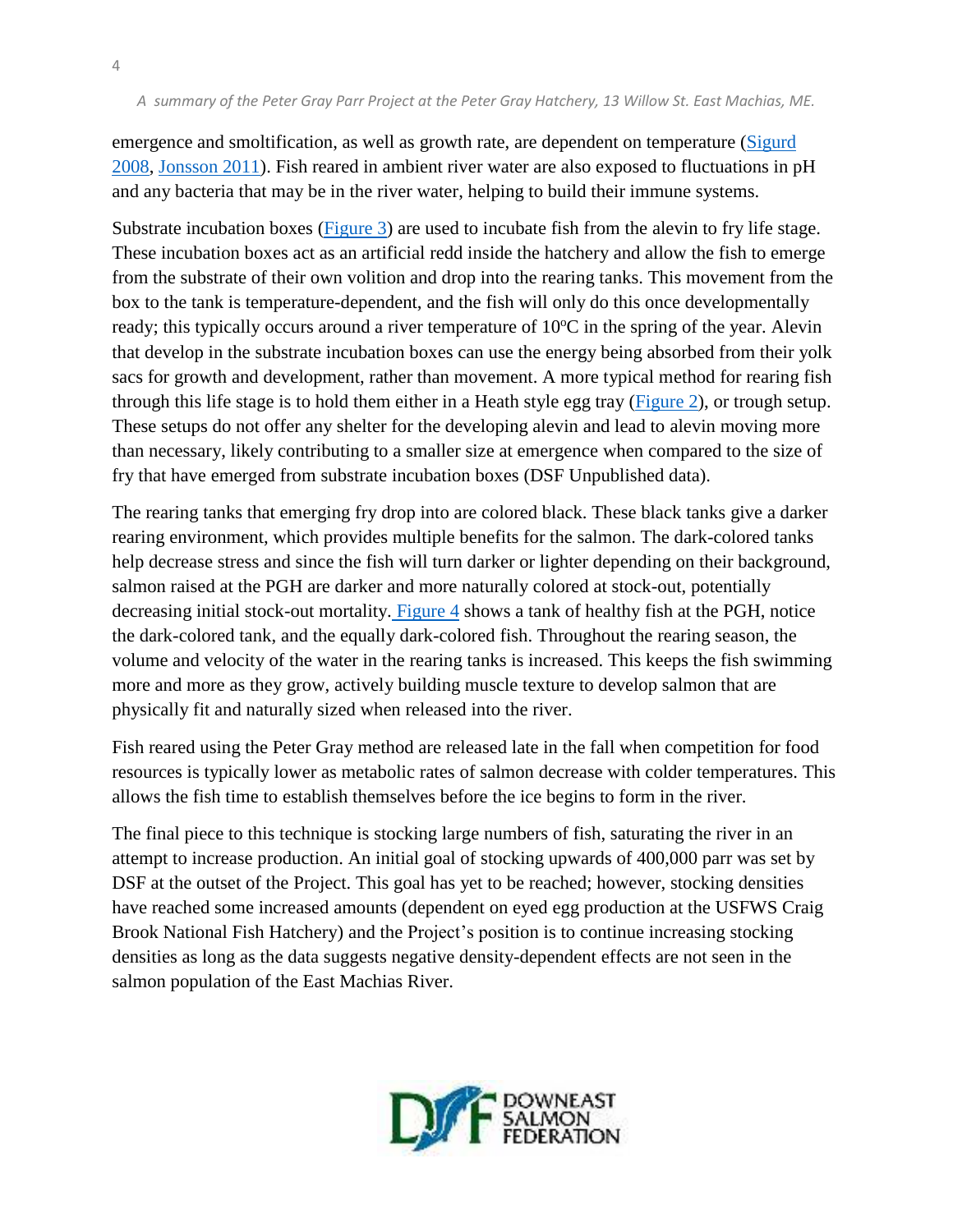emergence and smoltification, as well as growth rate, are dependent on temperature (Sigurd 2008, Jonsson 2011). Fish reared in ambient river water are also exposed to fluctuations in pH and any bacteria that may be in the river water, helping to build their immune systems.

Substrate incubation boxes (Figure 3) are used to incubate fish from the alevin to fry life stage. These incubation boxes act as an artificial redd inside the hatchery and allow the fish to emerge from the substrate of their own volition and drop into the rearing tanks. This movement from the box to the tank is temperature-dependent, and the fish will only do this once developmentally ready; this typically occurs around a river temperature of 10ºC in the spring of the year. Alevin that develop in the substrate incubation boxes can use the energy being absorbed from their yolk sacs for growth and development, rather than movement. A more typical method for rearing fish through this life stage is to hold them either in a Heath style egg tray (Figure 2), or trough setup. These setups do not offer any shelter for the developing alevin and lead to alevin moving more than necessary, likely contributing to a smaller size at emergence when compared to the size of fry that have emerged from substrate incubation boxes (DSF Unpublished data).

The rearing tanks that emerging fry drop into are colored black. These black tanks give a darker rearing environment, which provides multiple benefits for the salmon. The dark-colored tanks help decrease stress and since the fish will turn darker or lighter depending on their background, salmon raised at the PGH are darker and more naturally colored at stock-out, potentially decreasing initial stock-out mortality. Figure 4 shows a tank of healthy fish at the PGH, notice the dark-colored tank, and the equally dark-colored fish. Throughout the rearing season, the volume and velocity of the water in the rearing tanks is increased. This keeps the fish swimming more and more as they grow, actively building muscle texture to develop salmon that are physically fit and naturally sized when released into the river.

Fish reared using the Peter Gray method are released late in the fall when competition for food resources is typically lower as metabolic rates of salmon decrease with colder temperatures. This allows the fish time to establish themselves before the ice begins to form in the river.

The final piece to this technique is stocking large numbers of fish, saturating the river in an attempt to increase production. An initial goal of stocking upwards of 400,000 parr was set by DSF at the outset of the Project. This goal has yet to be reached; however, stocking densities have reached some increased amounts (dependent on eyed egg production at the USFWS Craig Brook National Fish Hatchery) and the Project's position is to continue increasing stocking densities as long as the data suggests negative density-dependent effects are not seen in the salmon population of the East Machias River.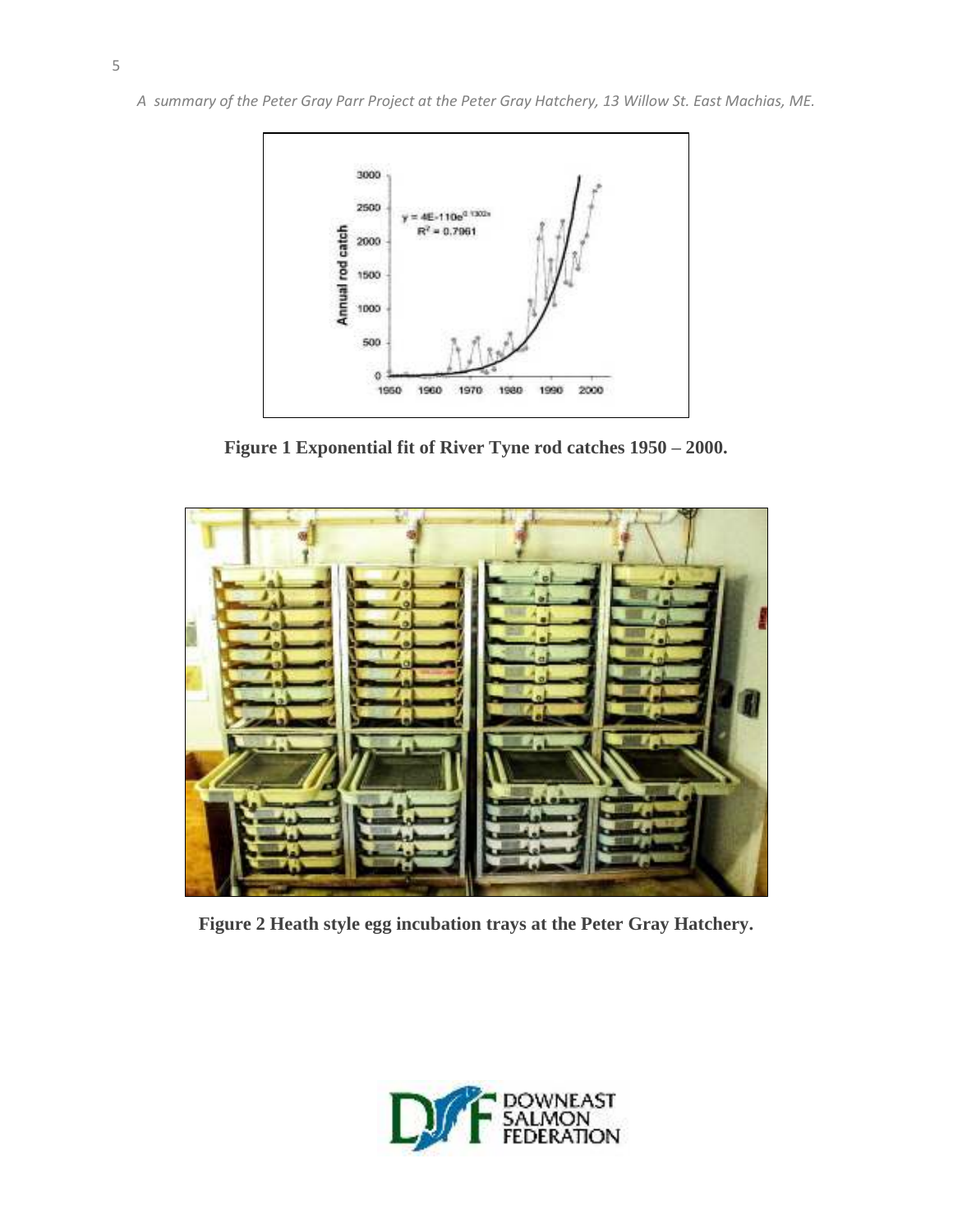**Figure 1 Exponential fit of River Tyne rod catches 1950 – 2000.**

**Figure 2 Heath style egg incubation trays at the Peter Gray Hatchery.**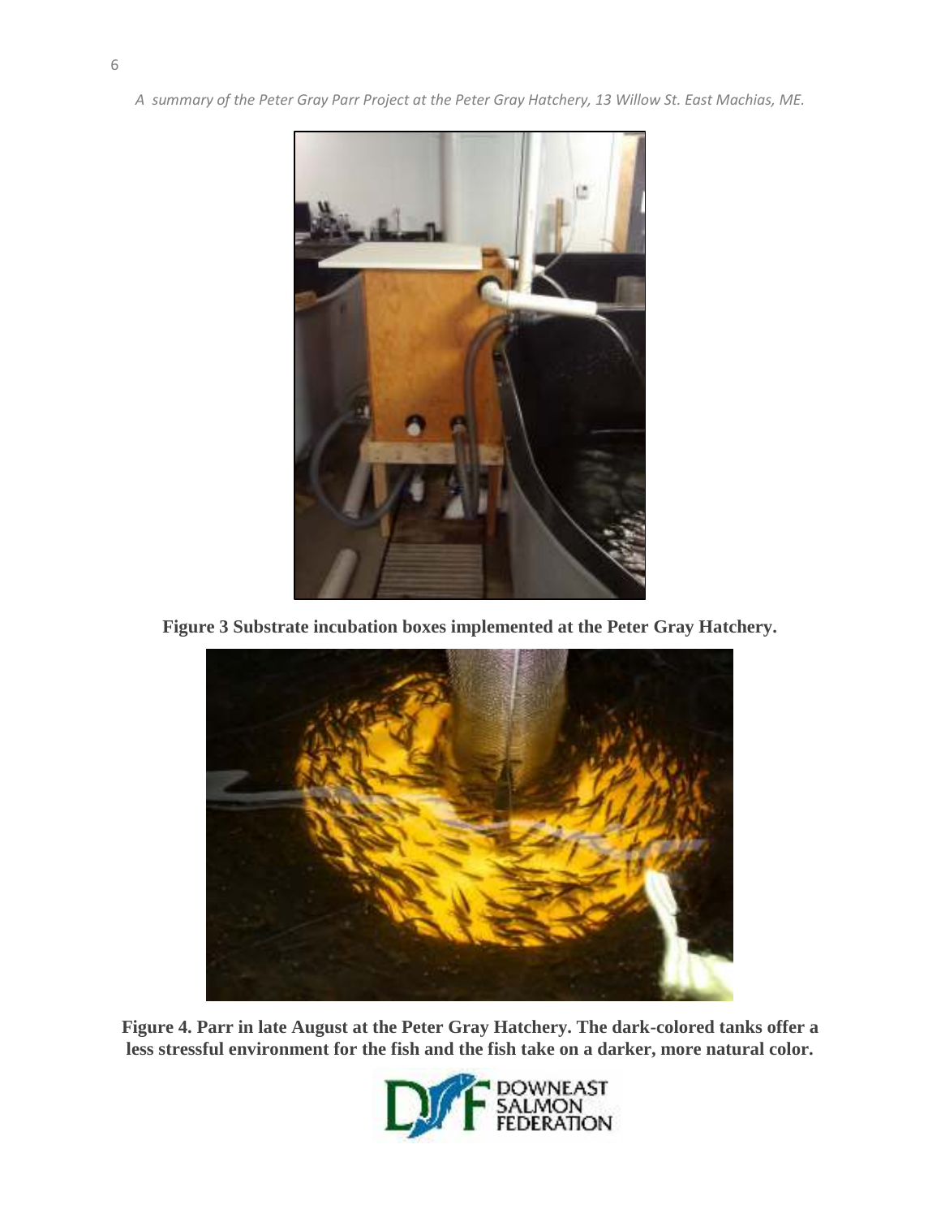**Figure 3 Substrate incubation boxes implemented at the Peter Gray Hatchery.**

**Figure 4. Parr in late August at the Peter Gray Hatchery. The dark-colored tanks offer a less stressful environment for the fish and the fish take on a darker, more natural color.**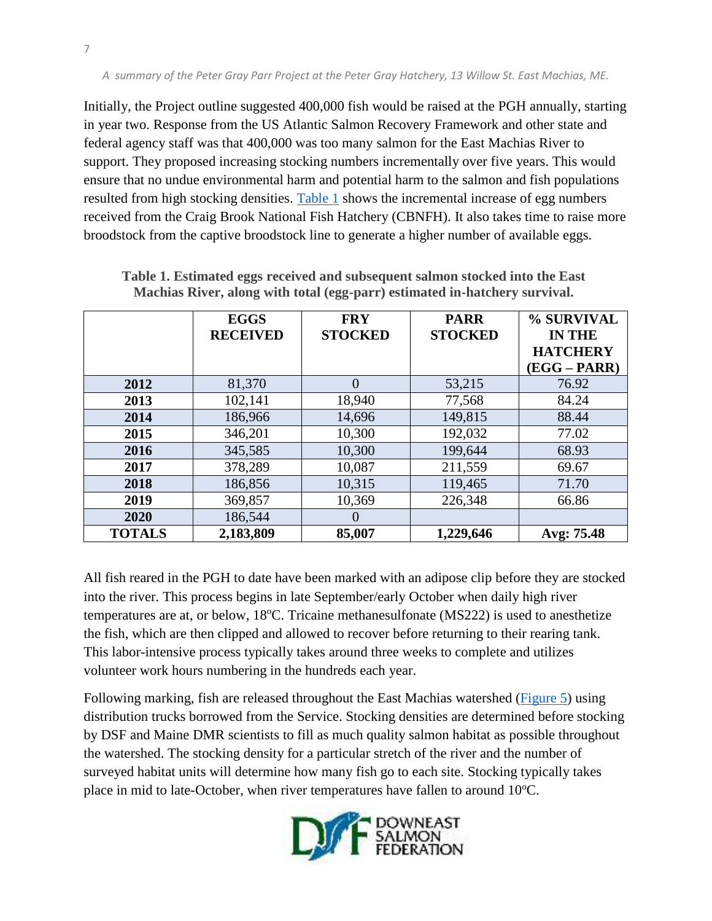Initially, the Project outline suggested 400,000 fish would be raised at the PGH annually, starting in year two. Response from the US Atlantic Salmon Recovery Framework and other state and federal agency staff was that 400,000 was too many salmon for the East Machias River to support. They proposed increasing stocking numbers incrementally over five years. This would ensure that no undue environmental harm and potential harm to the salmon and fish populations resulted from high stocking densities. Table 1 shows the incremental increase of egg numbers received from the Craig Brook National Fish Hatchery (CBNFH). It also takes time to raise more broodstock from the captive broodstock line to generate a higher number of available eggs.

**Table 1. Estimated eggs received and subsequent salmon stocked into the East Machias River, along with total (egg-parr) estimated in-hatchery survival.**

| | EGGS RECEIVED | FRY STOCKED | PARR STOCKED | % SURVIVAL IN THE HATCHERY (EGG – PARR) |
|---|---|---|---|---|
| **2012** | 81,370 | 0 | 53,215 | 76.92 |
| **2013** | 102,141 | 18,940 | 77,568 | 84.24 |
| **2014** | 186,966 | 14,696 | 149,815 | 88.44 |
| **2015** | 346,201 | 10,300 | 192,032 | 77.02 |
| **2016** | 345,585 | 10,300 | 199,644 | 68.93 |
| **2017** | 378,289 | 10,087 | 211,559 | 69.67 |
| **2018** | 186,856 | 10,315 | 119,465 | 71.70 |
| **2019** | 369,857 | 10,369 | 226,348 | 66.86 |
| **2020** | 186,544 | 0 | | |
| **TOTALS** | **2,183,809** | **85,007** | **1,229,646** | **Avg: 75.48** |

All fish reared in the PGH to date have been marked with an adipose clip before they are stocked into the river. This process begins in late September/early October when daily high river temperatures are at, or below, 18°C. Tricaine methanesulfonate (MS222) is used to anesthetize the fish, which are then clipped and allowed to recover before returning to their rearing tank. This labor-intensive process typically takes around three weeks to complete and utilizes volunteer work hours numbering in the hundreds each year.

Following marking, fish are released throughout the East Machias watershed (Figure 5) using distribution trucks borrowed from the Service. Stocking densities are determined before stocking by DSF and Maine DMR scientists to fill as much quality salmon habitat as possible throughout the watershed. The stocking density for a particular stretch of the river and the number of surveyed habitat units will determine how many fish go to each site. Stocking typically takes place in mid to late-October, when river temperatures have fallen to around 10°C.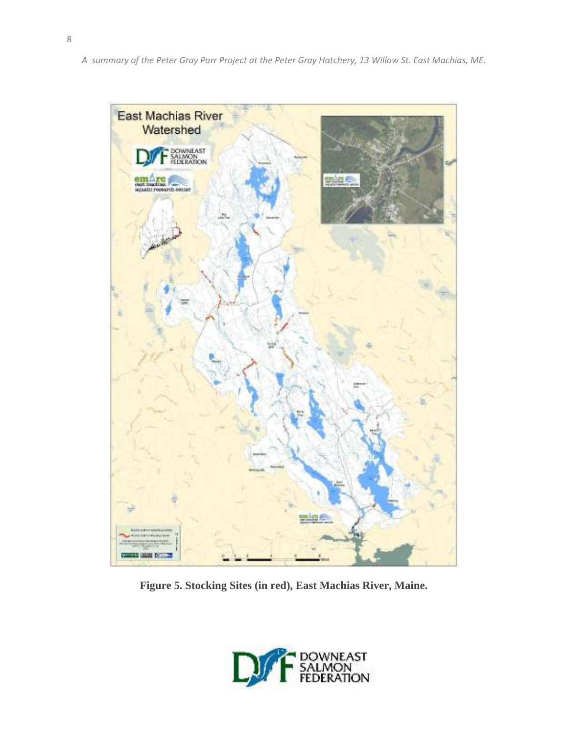**Figure 5. Stocking Sites (in red), East Machias River, Maine.**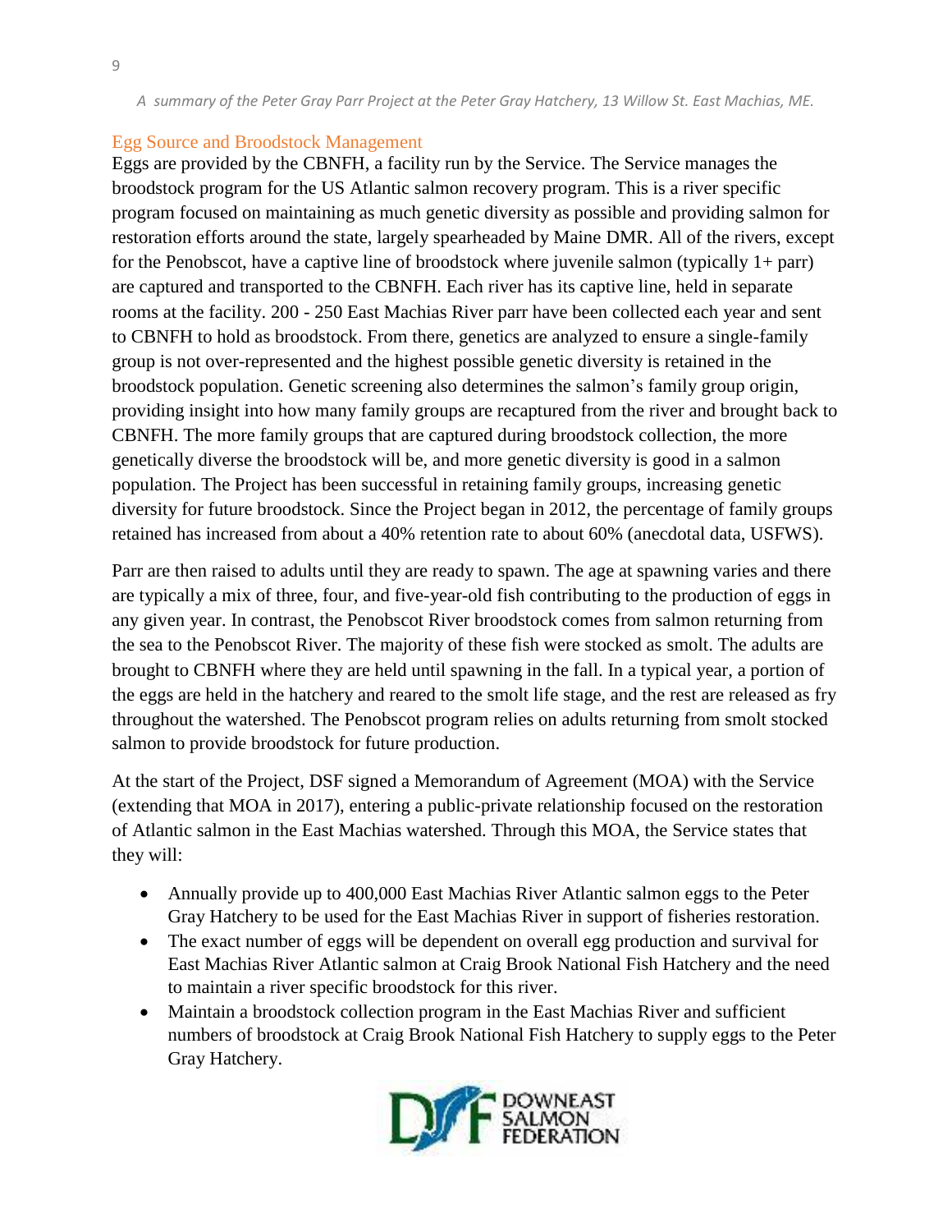## Egg Source and Broodstock Management

Eggs are provided by the CBNFH, a facility run by the Service. The Service manages the broodstock program for the US Atlantic salmon recovery program. This is a river specific program focused on maintaining as much genetic diversity as possible and providing salmon for restoration efforts around the state, largely spearheaded by Maine DMR. All of the rivers, except for the Penobscot, have a captive line of broodstock where juvenile salmon (typically 1+ parr) are captured and transported to the CBNFH. Each river has its captive line, held in separate rooms at the facility. 200 - 250 East Machias River parr have been collected each year and sent to CBNFH to hold as broodstock. From there, genetics are analyzed to ensure a single-family group is not over-represented and the highest possible genetic diversity is retained in the broodstock population. Genetic screening also determines the salmon's family group origin, providing insight into how many family groups are recaptured from the river and brought back to CBNFH. The more family groups that are captured during broodstock collection, the more genetically diverse the broodstock will be, and more genetic diversity is good in a salmon population. The Project has been successful in retaining family groups, increasing genetic diversity for future broodstock. Since the Project began in 2012, the percentage of family groups retained has increased from about a 40% retention rate to about 60% (anecdotal data, USFWS).

Parr are then raised to adults until they are ready to spawn. The age at spawning varies and there are typically a mix of three, four, and five-year-old fish contributing to the production of eggs in any given year. In contrast, the Penobscot River broodstock comes from salmon returning from the sea to the Penobscot River. The majority of these fish were stocked as smolt. The adults are brought to CBNFH where they are held until spawning in the fall. In a typical year, a portion of the eggs are held in the hatchery and reared to the smolt life stage, and the rest are released as fry throughout the watershed. The Penobscot program relies on adults returning from smolt stocked salmon to provide broodstock for future production.

At the start of the Project, DSF signed a Memorandum of Agreement (MOA) with the Service (extending that MOA in 2017), entering a public-private relationship focused on the restoration of Atlantic salmon in the East Machias watershed. Through this MOA, the Service states that they will:

- Annually provide up to 400,000 East Machias River Atlantic salmon eggs to the Peter Gray Hatchery to be used for the East Machias River in support of fisheries restoration.
- The exact number of eggs will be dependent on overall egg production and survival for East Machias River Atlantic salmon at Craig Brook National Fish Hatchery and the need to maintain a river specific broodstock for this river.
- Maintain a broodstock collection program in the East Machias River and sufficient numbers of broodstock at Craig Brook National Fish Hatchery to supply eggs to the Peter Gray Hatchery.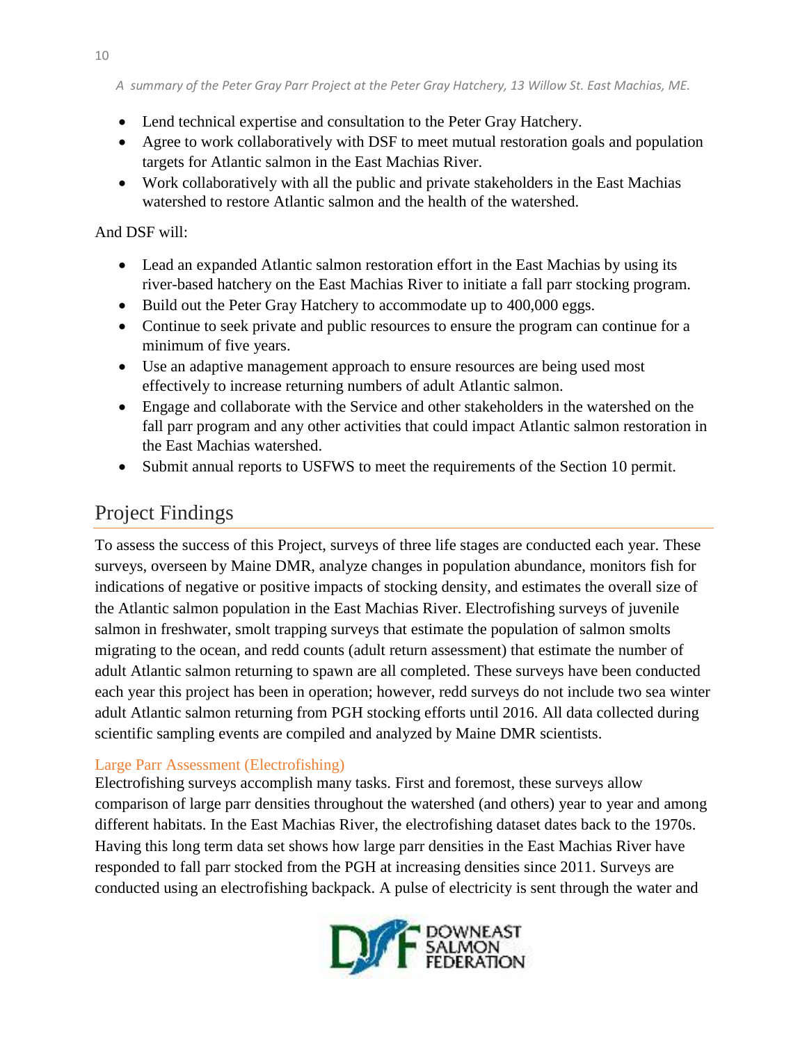- Lend technical expertise and consultation to the Peter Gray Hatchery.
- Agree to work collaboratively with DSF to meet mutual restoration goals and population targets for Atlantic salmon in the East Machias River.
- Work collaboratively with all the public and private stakeholders in the East Machias watershed to restore Atlantic salmon and the health of the watershed.

And DSF will:

- Lead an expanded Atlantic salmon restoration effort in the East Machias by using its river-based hatchery on the East Machias River to initiate a fall parr stocking program.
- Build out the Peter Gray Hatchery to accommodate up to 400,000 eggs.
- Continue to seek private and public resources to ensure the program can continue for a minimum of five years.
- Use an adaptive management approach to ensure resources are being used most effectively to increase returning numbers of adult Atlantic salmon.
- Engage and collaborate with the Service and other stakeholders in the watershed on the fall parr program and any other activities that could impact Atlantic salmon restoration in the East Machias watershed.
- Submit annual reports to USFWS to meet the requirements of the Section 10 permit.

# Project Findings

To assess the success of this Project, surveys of three life stages are conducted each year. These surveys, overseen by Maine DMR, analyze changes in population abundance, monitors fish for indications of negative or positive impacts of stocking density, and estimates the overall size of the Atlantic salmon population in the East Machias River. Electrofishing surveys of juvenile salmon in freshwater, smolt trapping surveys that estimate the population of salmon smolts migrating to the ocean, and redd counts (adult return assessment) that estimate the number of adult Atlantic salmon returning to spawn are all completed. These surveys have been conducted each year this project has been in operation; however, redd surveys do not include two sea winter adult Atlantic salmon returning from PGH stocking efforts until 2016. All data collected during scientific sampling events are compiled and analyzed by Maine DMR scientists.

## Large Parr Assessment (Electrofishing)

Electrofishing surveys accomplish many tasks. First and foremost, these surveys allow comparison of large parr densities throughout the watershed (and others) year to year and among different habitats. In the East Machias River, the electrofishing dataset dates back to the 1970s. Having this long term data set shows how large parr densities in the East Machias River have responded to fall parr stocked from the PGH at increasing densities since 2011. Surveys are conducted using an electrofishing backpack. A pulse of electricity is sent through the water and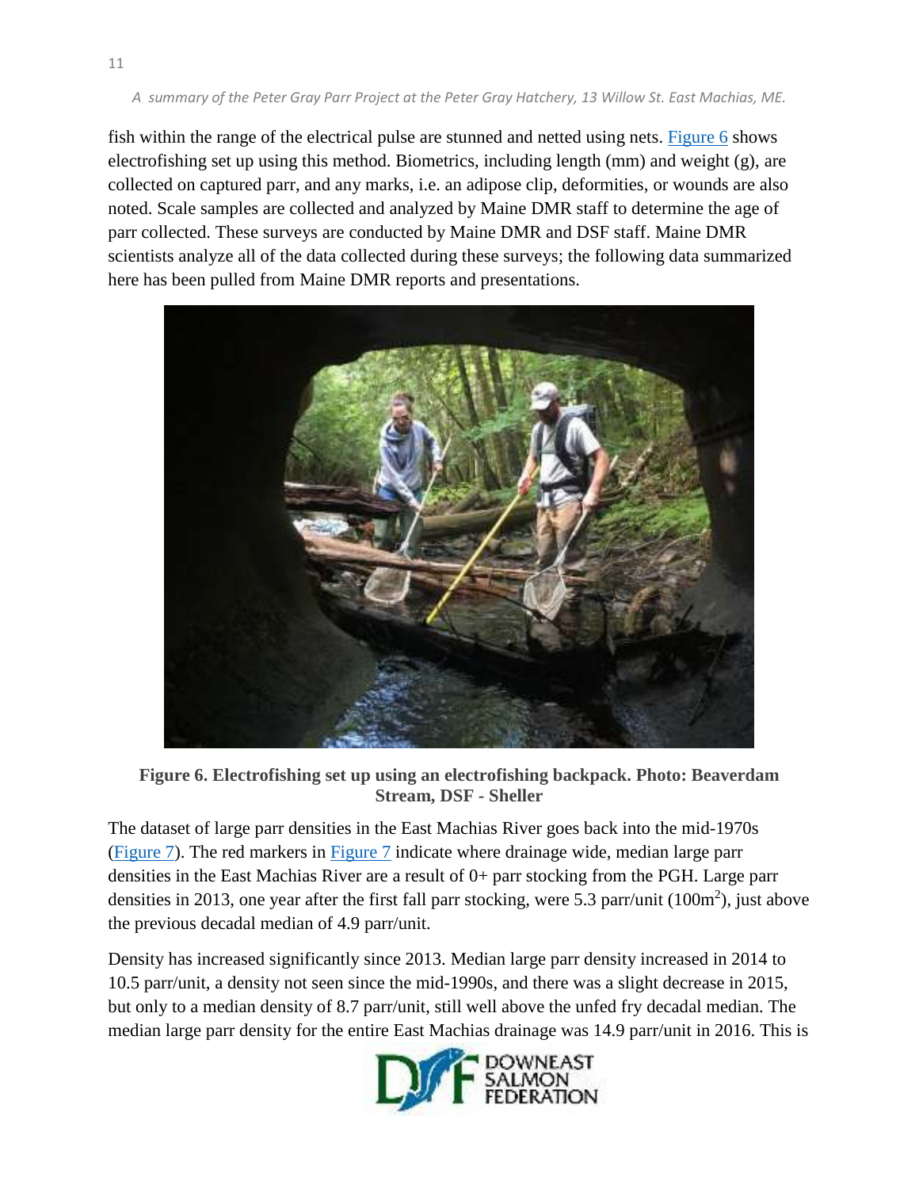fish within the range of the electrical pulse are stunned and netted using nets. Figure 6 shows electrofishing set up using this method. Biometrics, including length (mm) and weight (g), are collected on captured parr, and any marks, i.e. an adipose clip, deformities, or wounds are also noted. Scale samples are collected and analyzed by Maine DMR staff to determine the age of parr collected. These surveys are conducted by Maine DMR and DSF staff. Maine DMR scientists analyze all of the data collected during these surveys; the following data summarized here has been pulled from Maine DMR reports and presentations.

**Figure 6. Electrofishing set up using an electrofishing backpack. Photo: Beaverdam Stream, DSF - Sheller**

The dataset of large parr densities in the East Machias River goes back into the mid-1970s (Figure 7). The red markers in Figure 7 indicate where drainage wide, median large parr densities in the East Machias River are a result of 0+ parr stocking from the PGH. Large parr densities in 2013, one year after the first fall parr stocking, were 5.3 parr/unit ($100m^2$), just above the previous decadal median of 4.9 parr/unit.

Density has increased significantly since 2013. Median large parr density increased in 2014 to 10.5 parr/unit, a density not seen since the mid-1990s, and there was a slight decrease in 2015, but only to a median density of 8.7 parr/unit, still well above the unfed fry decadal median. The median large parr density for the entire East Machias drainage was 14.9 parr/unit in 2016. This is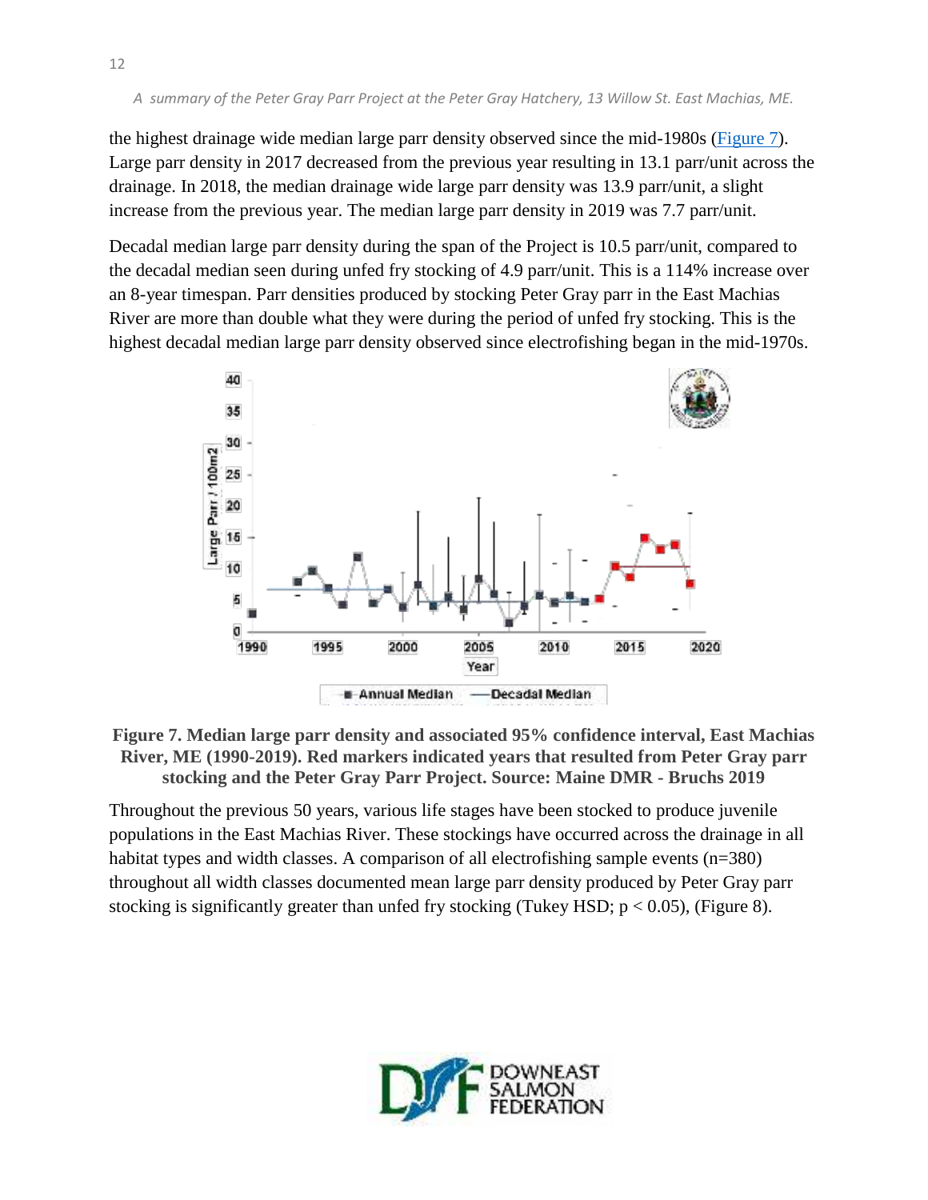the highest drainage wide median large parr density observed since the mid-1980s (Figure 7). Large parr density in 2017 decreased from the previous year resulting in 13.1 parr/unit across the drainage. In 2018, the median drainage wide large parr density was 13.9 parr/unit, a slight increase from the previous year. The median large parr density in 2019 was 7.7 parr/unit.

Decadal median large parr density during the span of the Project is 10.5 parr/unit, compared to the decadal median seen during unfed fry stocking of 4.9 parr/unit. This is a 114% increase over an 8-year timespan. Parr densities produced by stocking Peter Gray parr in the East Machias River are more than double what they were during the period of unfed fry stocking. This is the highest decadal median large parr density observed since electrofishing began in the mid-1970s.

**Figure 7. Median large parr density and associated 95% confidence interval, East Machias River, ME (1990-2019). Red markers indicated years that resulted from Peter Gray parr stocking and the Peter Gray Parr Project. Source: Maine DMR - Bruchs 2019**

Throughout the previous 50 years, various life stages have been stocked to produce juvenile populations in the East Machias River. These stockings have occurred across the drainage in all habitat types and width classes. A comparison of all electrofishing sample events (n=380) throughout all width classes documented mean large parr density produced by Peter Gray parr stocking is significantly greater than unfed fry stocking (Tukey HSD; $p < 0.05$), (Figure 8).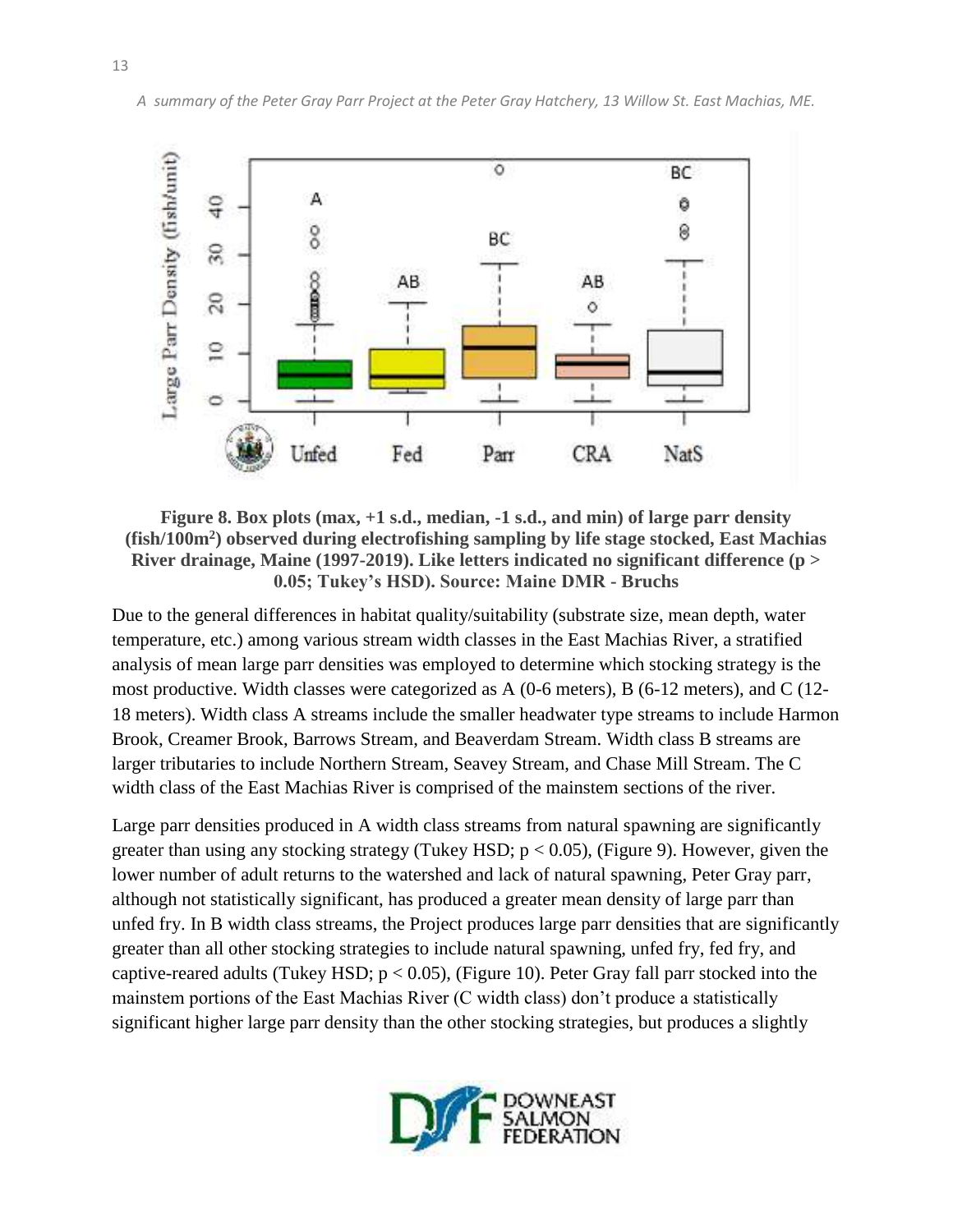**Figure 8. Box plots (max, +1 s.d., median, -1 s.d., and min) of large parr density (fish/100m$^2$) observed during electrofishing sampling by life stage stocked, East Machias River drainage, Maine (1997-2019). Like letters indicated no significant difference ($p > 0.05$; Tukey's HSD). Source: Maine DMR - Bruchs**

Due to the general differences in habitat quality/suitability (substrate size, mean depth, water temperature, etc.) among various stream width classes in the East Machias River, a stratified analysis of mean large parr densities was employed to determine which stocking strategy is the most productive. Width classes were categorized as A (0-6 meters), B (6-12 meters), and C (12-18 meters). Width class A streams include the smaller headwater type streams to include Harmon Brook, Creamer Brook, Barrows Stream, and Beaverdam Stream. Width class B streams are larger tributaries to include Northern Stream, Seavey Stream, and Chase Mill Stream. The C width class of the East Machias River is comprised of the mainstem sections of the river.

Large parr densities produced in A width class streams from natural spawning are significantly greater than using any stocking strategy (Tukey HSD; $p < 0.05$), (Figure 9). However, given the lower number of adult returns to the watershed and lack of natural spawning, Peter Gray parr, although not statistically significant, has produced a greater mean density of large parr than unfed fry. In B width class streams, the Project produces large parr densities that are significantly greater than all other stocking strategies to include natural spawning, unfed fry, fed fry, and captive-reared adults (Tukey HSD; $p < 0.05$), (Figure 10). Peter Gray fall parr stocked into the mainstem portions of the East Machias River (C width class) don't produce a statistically significant higher large parr density than the other stocking strategies, but produces a slightly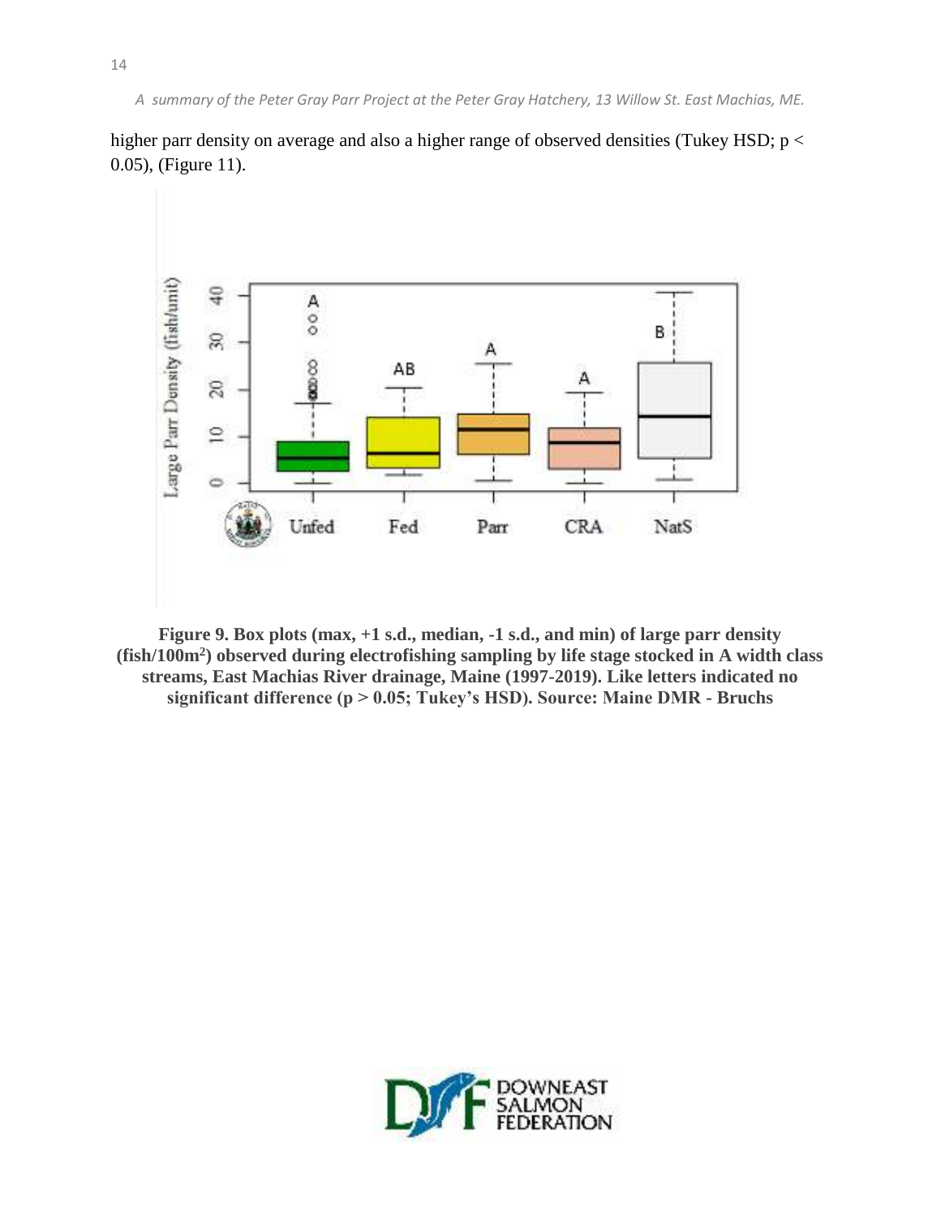higher parr density on average and also a higher range of observed densities (Tukey HSD; $p < 0.05$), (Figure 11).

**Figure 9. Box plots (max, +1 s.d., median, -1 s.d., and min) of large parr density (fish/100m$^2$) observed during electrofishing sampling by life stage stocked in A width class streams, East Machias River drainage, Maine (1997-2019). Like letters indicated no significant difference ($p > 0.05$; Tukey's HSD). Source: Maine DMR - Bruchs**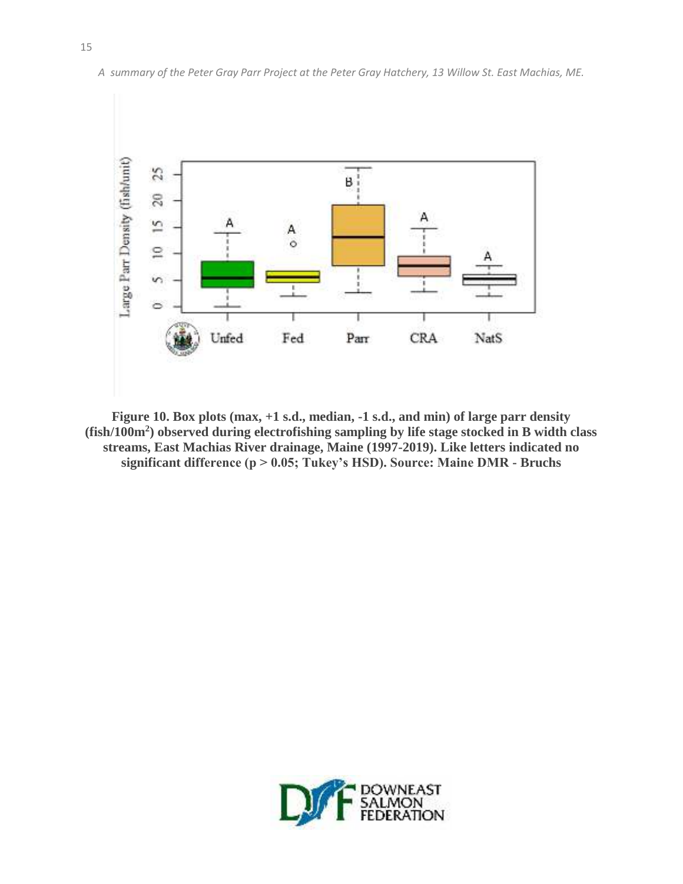**Figure 10. Box plots (max, +1 s.d., median, -1 s.d., and min) of large parr density (fish/100m$^2$) observed during electrofishing sampling by life stage stocked in B width class streams, East Machias River drainage, Maine (1997-2019). Like letters indicated no significant difference ($p > 0.05$; Tukey's HSD). Source: Maine DMR - Bruchs**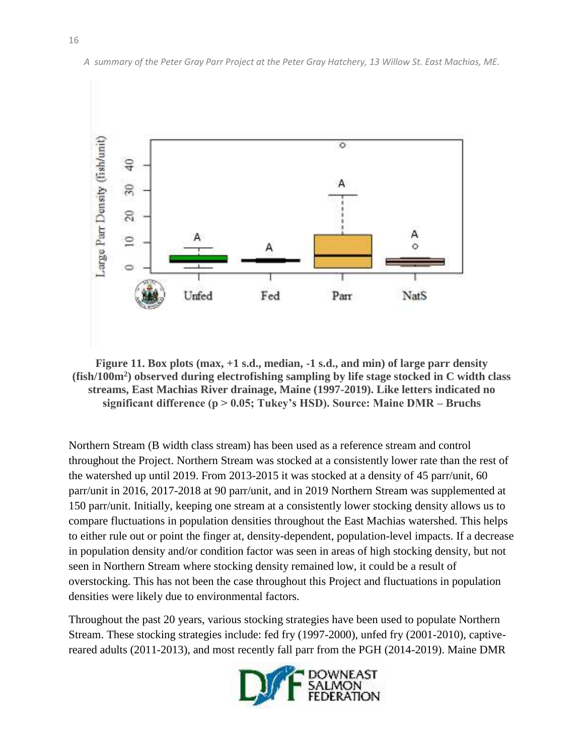**Figure 11. Box plots (max, +1 s.d., median, -1 s.d., and min) of large parr density (fish/100m²) observed during electrofishing sampling by life stage stocked in C width class streams, East Machias River drainage, Maine (1997-2019). Like letters indicated no significant difference ($p > 0.05$; Tukey's HSD). Source: Maine DMR – Bruchs**

Northern Stream (B width class stream) has been used as a reference stream and control throughout the Project. Northern Stream was stocked at a consistently lower rate than the rest of the watershed up until 2019. From 2013-2015 it was stocked at a density of 45 parr/unit, 60 parr/unit in 2016, 2017-2018 at 90 parr/unit, and in 2019 Northern Stream was supplemented at 150 parr/unit. Initially, keeping one stream at a consistently lower stocking density allows us to compare fluctuations in population densities throughout the East Machias watershed. This helps to either rule out or point the finger at, density-dependent, population-level impacts. If a decrease in population density and/or condition factor was seen in areas of high stocking density, but not seen in Northern Stream where stocking density remained low, it could be a result of overstocking. This has not been the case throughout this Project and fluctuations in population densities were likely due to environmental factors.

Throughout the past 20 years, various stocking strategies have been used to populate Northern Stream. These stocking strategies include: fed fry (1997-2000), unfed fry (2001-2010), captive-reared adults (2011-2013), and most recently fall parr from the PGH (2014-2019). Maine DMR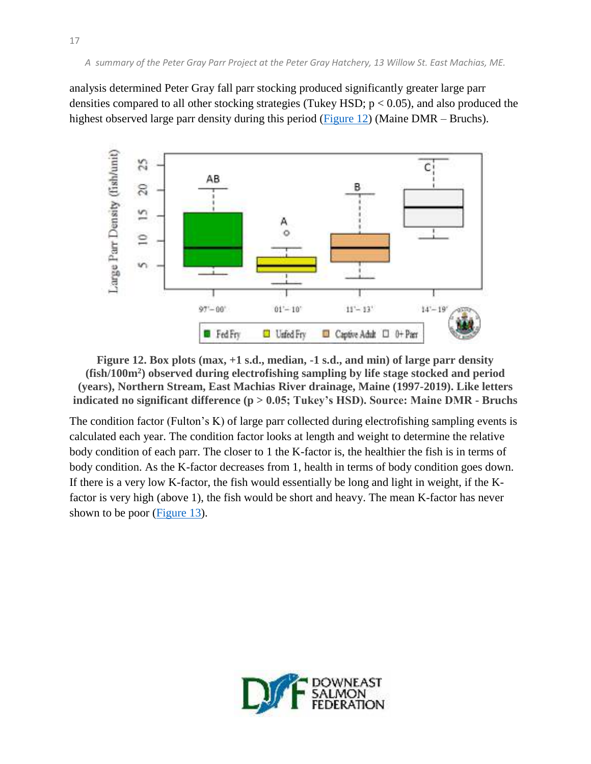analysis determined Peter Gray fall parr stocking produced significantly greater large parr densities compared to all other stocking strategies (Tukey HSD; $p < 0.05$), and also produced the highest observed large parr density during this period (Figure 12) (Maine DMR – Bruchs).

**Figure 12. Box plots (max, +1 s.d., median, -1 s.d., and min) of large parr density (fish/100m²) observed during electrofishing sampling by life stage stocked and period (years), Northern Stream, East Machias River drainage, Maine (1997-2019). Like letters indicated no significant difference ($p > 0.05$; Tukey's HSD). Source: Maine DMR - Bruchs**

The condition factor (Fulton's K) of large parr collected during electrofishing sampling events is calculated each year. The condition factor looks at length and weight to determine the relative body condition of each parr. The closer to 1 the K-factor is, the healthier the fish is in terms of body condition. As the K-factor decreases from 1, health in terms of body condition goes down. If there is a very low K-factor, the fish would essentially be long and light in weight, if the K-factor is very high (above 1), the fish would be short and heavy. The mean K-factor has never shown to be poor (Figure 13).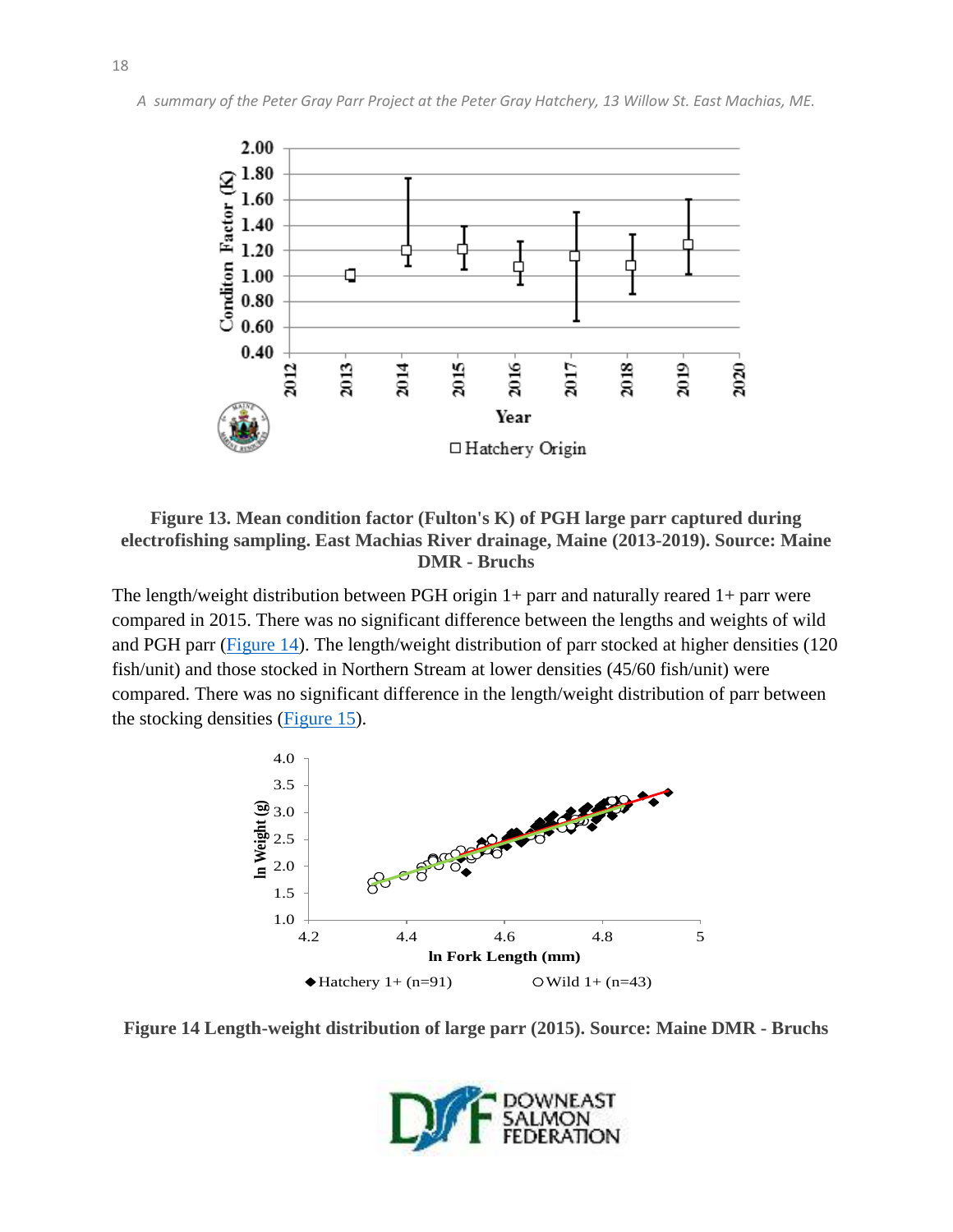**Figure 13. Mean condition factor (Fulton's K) of PGH large parr captured during electrofishing sampling. East Machias River drainage, Maine (2013-2019). Source: Maine DMR - Bruchs**

The length/weight distribution between PGH origin 1+ parr and naturally reared 1+ parr were compared in 2015. There was no significant difference between the lengths and weights of wild and PGH parr (Figure 14). The length/weight distribution of parr stocked at higher densities (120 fish/unit) and those stocked in Northern Stream at lower densities (45/60 fish/unit) were compared. There was no significant difference in the length/weight distribution of parr between the stocking densities (Figure 15).

**Figure 14 Length-weight distribution of large parr (2015). Source: Maine DMR - Bruchs**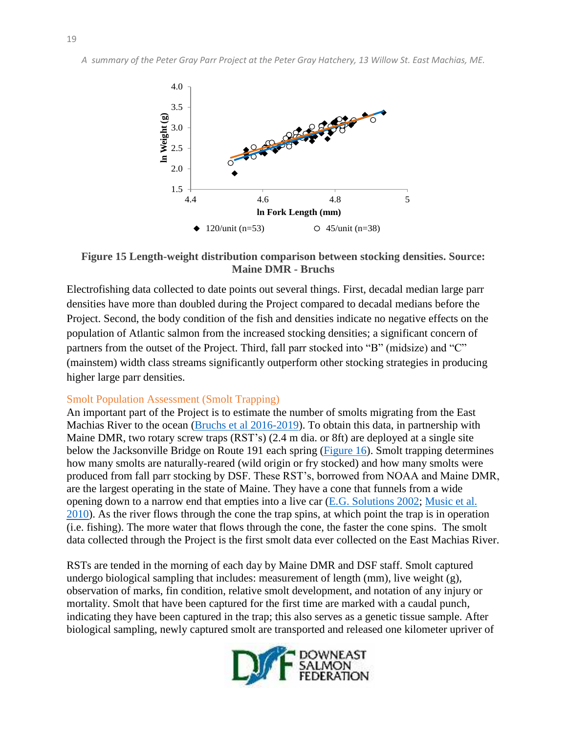**Figure 15 Length-weight distribution comparison between stocking densities. Source: Maine DMR - Bruchs**

Electrofishing data collected to date points out several things. First, decadal median large parr densities have more than doubled during the Project compared to decadal medians before the Project. Second, the body condition of the fish and densities indicate no negative effects on the population of Atlantic salmon from the increased stocking densities; a significant concern of partners from the outset of the Project. Third, fall parr stocked into "B" (midsize) and "C" (mainstem) width class streams significantly outperform other stocking strategies in producing higher large parr densities.

### Smolt Population Assessment (Smolt Trapping)

An important part of the Project is to estimate the number of smolts migrating from the East Machias River to the ocean (Bruchs et al 2016-2019). To obtain this data, in partnership with Maine DMR, two rotary screw traps (RST's) (2.4 m dia. or 8ft) are deployed at a single site below the Jacksonville Bridge on Route 191 each spring (Figure 16). Smolt trapping determines how many smolts are naturally-reared (wild origin or fry stocked) and how many smolts were produced from fall parr stocking by DSF. These RST's, borrowed from NOAA and Maine DMR, are the largest operating in the state of Maine. They have a cone that funnels from a wide opening down to a narrow end that empties into a live car (E.G. Solutions 2002; Music et al. 2010). As the river flows through the cone the trap spins, at which point the trap is in operation (i.e. fishing). The more water that flows through the cone, the faster the cone spins. The smolt data collected through the Project is the first smolt data ever collected on the East Machias River.

RSTs are tended in the morning of each day by Maine DMR and DSF staff. Smolt captured undergo biological sampling that includes: measurement of length (mm), live weight (g), observation of marks, fin condition, relative smolt development, and notation of any injury or mortality. Smolt that have been captured for the first time are marked with a caudal punch, indicating they have been captured in the trap; this also serves as a genetic tissue sample. After biological sampling, newly captured smolt are transported and released one kilometer upriver of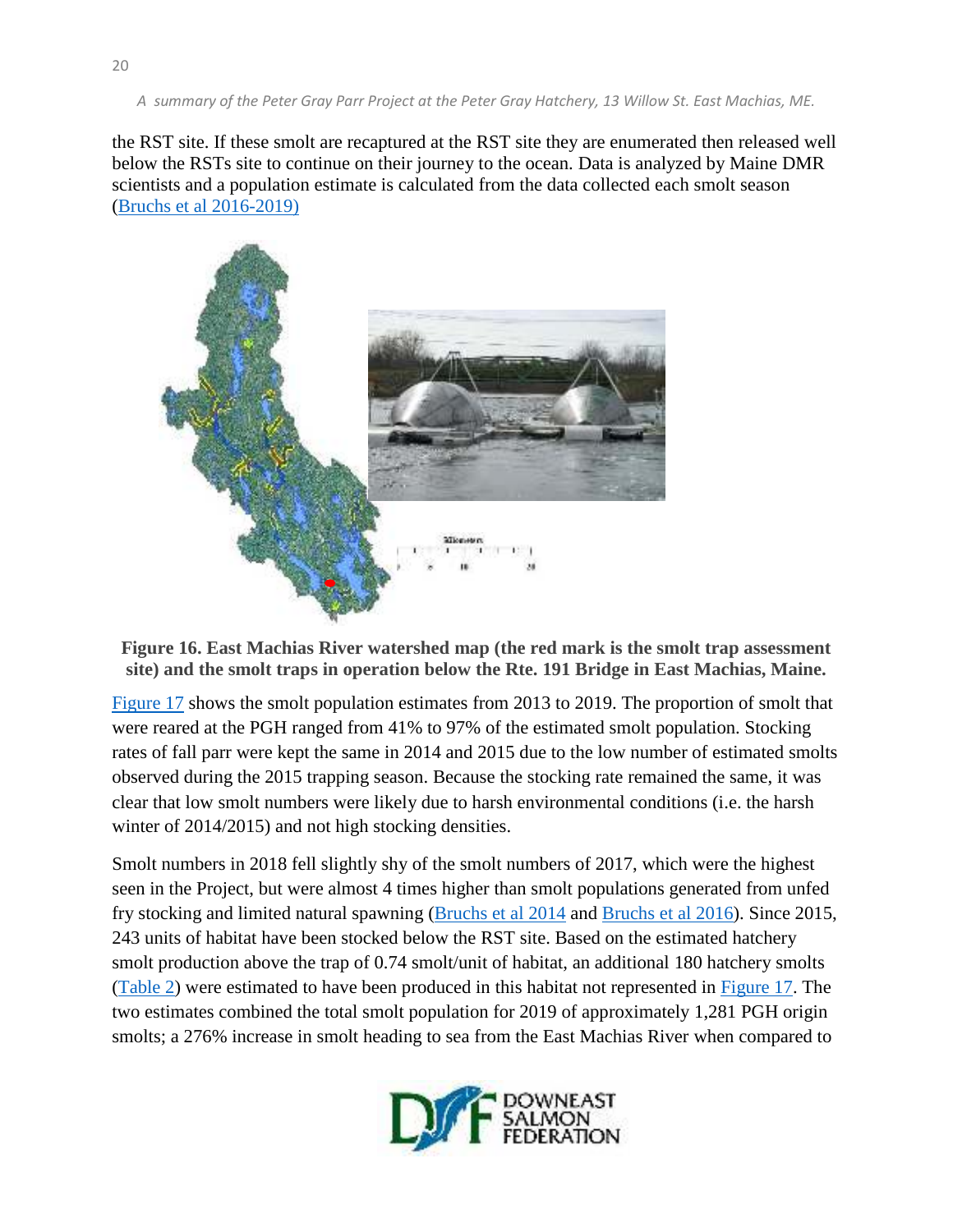the RST site. If these smolt are recaptured at the RST site they are enumerated then released well below the RSTs site to continue on their journey to the ocean. Data is analyzed by Maine DMR scientists and a population estimate is calculated from the data collected each smolt season (Bruchs et al 2016-2019)

**Figure 16. East Machias River watershed map (the red mark is the smolt trap assessment site) and the smolt traps in operation below the Rte. 191 Bridge in East Machias, Maine.**

Figure 17 shows the smolt population estimates from 2013 to 2019. The proportion of smolt that were reared at the PGH ranged from 41% to 97% of the estimated smolt population. Stocking rates of fall parr were kept the same in 2014 and 2015 due to the low number of estimated smolts observed during the 2015 trapping season. Because the stocking rate remained the same, it was clear that low smolt numbers were likely due to harsh environmental conditions (i.e. the harsh winter of 2014/2015) and not high stocking densities.

Smolt numbers in 2018 fell slightly shy of the smolt numbers of 2017, which were the highest seen in the Project, but were almost 4 times higher than smolt populations generated from unfed fry stocking and limited natural spawning (Bruchs et al 2014 and Bruchs et al 2016). Since 2015, 243 units of habitat have been stocked below the RST site. Based on the estimated hatchery smolt production above the trap of 0.74 smolt/unit of habitat, an additional 180 hatchery smolts (Table 2) were estimated to have been produced in this habitat not represented in Figure 17. The two estimates combined the total smolt population for 2019 of approximately 1,281 PGH origin smolts; a 276% increase in smolt heading to sea from the East Machias River when compared to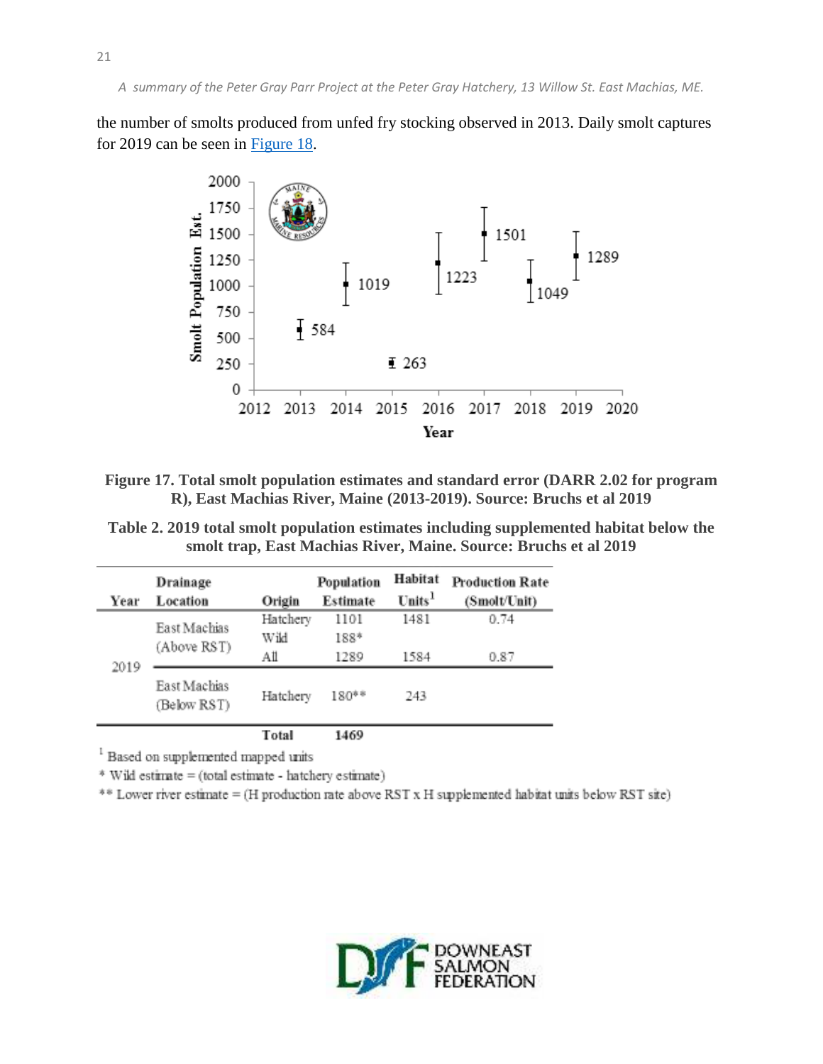the number of smolts produced from unfed fry stocking observed in 2013. Daily smolt captures for 2019 can be seen in Figure 18.

**Figure 17. Total smolt population estimates and standard error (DARR 2.02 for program R), East Machias River, Maine (2013-2019). Source: Bruchs et al 2019**

**Table 2. 2019 total smolt population estimates including supplemented habitat below the smolt trap, East Machias River, Maine. Source: Bruchs et al 2019**

| Year | Drainage Location | Origin | Population Estimate | Habitat Units[1] | Production Rate (Smolt/Unit) |
|---|---|---|---|---|---|
| 2019 | East Machias (Above RST) | Hatchery | 1101 | 1481 | 0.74 |
| | | Wild | 188* | | |
| | | All | 1289 | 1584 | 0.87 |
| | East Machias (Below RST) | Hatchery | 180** | 243 | |
| | | **Total** | **1469** | | |

[1] Based on supplemented mapped units

* Wild estimate = (total estimate - hatchery estimate)

** Lower river estimate = (H production rate above RST x H supplemented habitat units below RST site)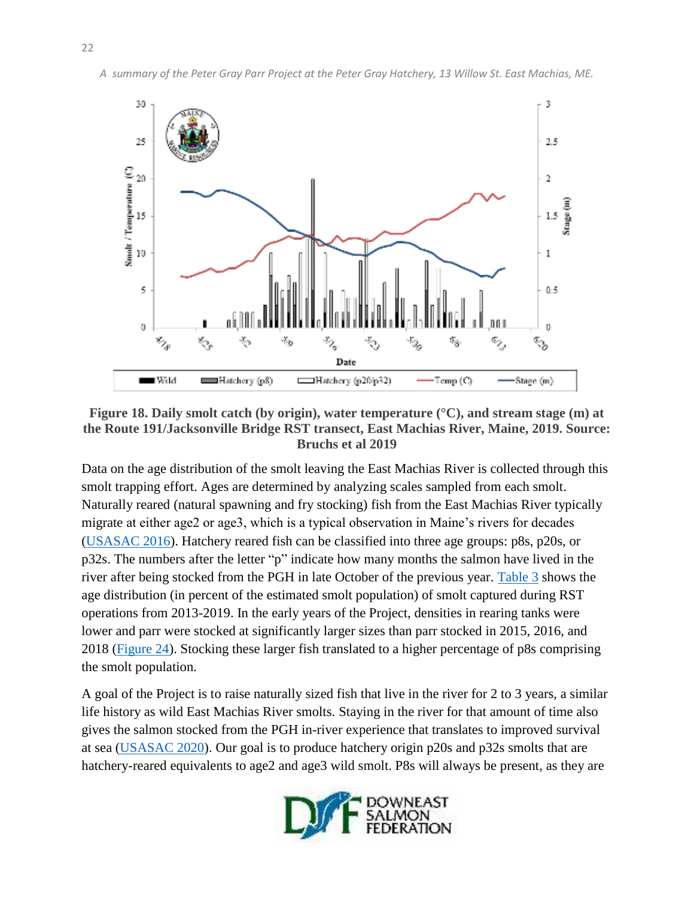**Figure 18. Daily smolt catch (by origin), water temperature (°C), and stream stage (m) at the Route 191/Jacksonville Bridge RST transect, East Machias River, Maine, 2019. Source: Bruchs et al 2019**

Data on the age distribution of the smolt leaving the East Machias River is collected through this smolt trapping effort. Ages are determined by analyzing scales sampled from each smolt. Naturally reared (natural spawning and fry stocking) fish from the East Machias River typically migrate at either age2 or age3, which is a typical observation in Maine's rivers for decades (USASAC 2016). Hatchery reared fish can be classified into three age groups: p8s, p20s, or p32s. The numbers after the letter "p" indicate how many months the salmon have lived in the river after being stocked from the PGH in late October of the previous year. Table 3 shows the age distribution (in percent of the estimated smolt population) of smolt captured during RST operations from 2013-2019. In the early years of the Project, densities in rearing tanks were lower and parr were stocked at significantly larger sizes than parr stocked in 2015, 2016, and 2018 (Figure 24). Stocking these larger fish translated to a higher percentage of p8s comprising the smolt population.

A goal of the Project is to raise naturally sized fish that live in the river for 2 to 3 years, a similar life history as wild East Machias River smolts. Staying in the river for that amount of time also gives the salmon stocked from the PGH in-river experience that translates to improved survival at sea (USASAC 2020). Our goal is to produce hatchery origin p20s and p32s smolts that are hatchery-reared equivalents to age2 and age3 wild smolt. P8s will always be present, as they are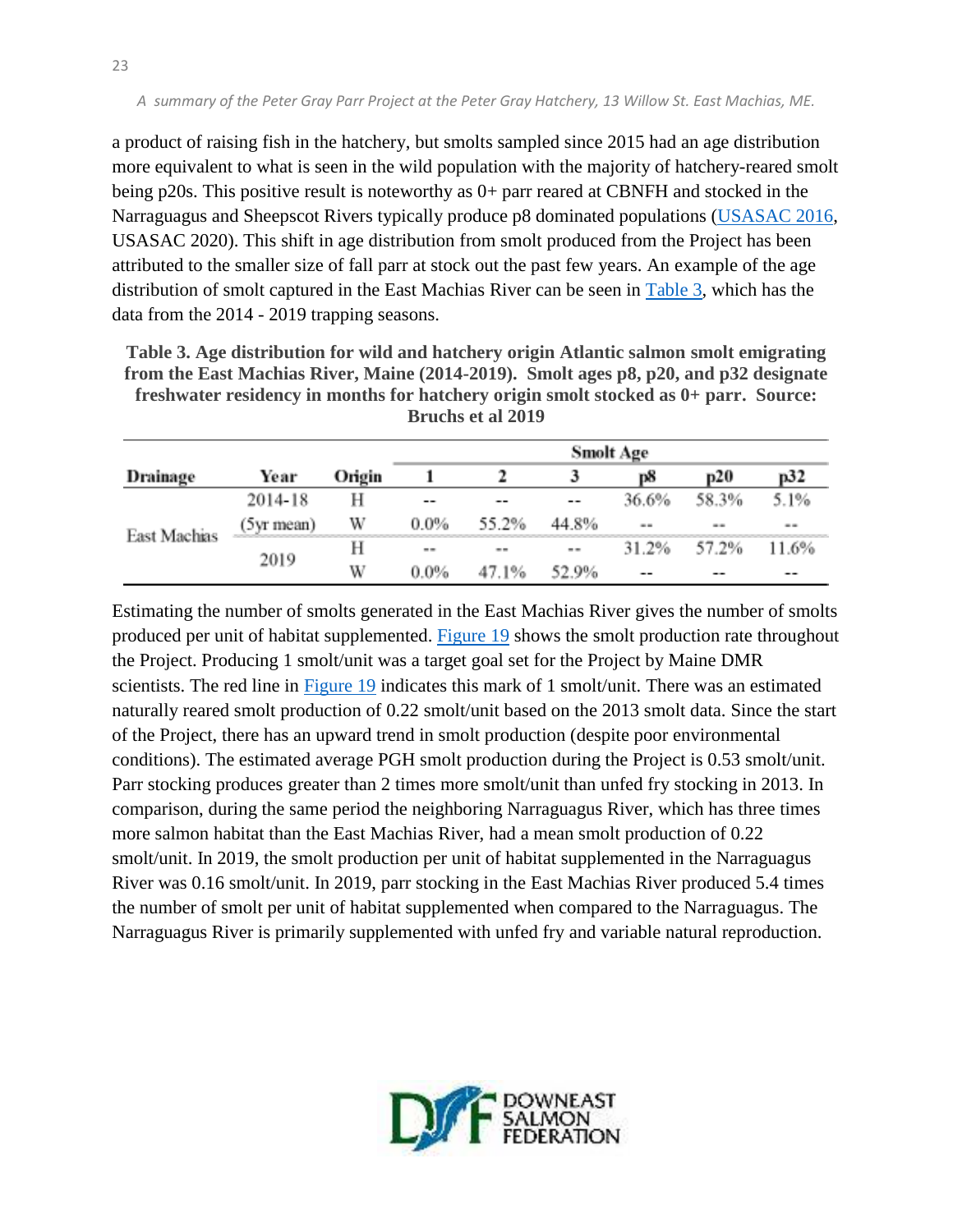a product of raising fish in the hatchery, but smolts sampled since 2015 had an age distribution more equivalent to what is seen in the wild population with the majority of hatchery-reared smolt being p20s. This positive result is noteworthy as 0+ parr reared at CBNFH and stocked in the Narraguagus and Sheepscot Rivers typically produce p8 dominated populations (USASAC 2016, USASAC 2020). This shift in age distribution from smolt produced from the Project has been attributed to the smaller size of fall parr at stock out the past few years. An example of the age distribution of smolt captured in the East Machias River can be seen in Table 3, which has the data from the 2014 - 2019 trapping seasons.

**Table 3. Age distribution for wild and hatchery origin Atlantic salmon smolt emigrating from the East Machias River, Maine (2014-2019). Smolt ages p8, p20, and p32 designate freshwater residency in months for hatchery origin smolt stocked as 0+ parr. Source: Bruchs et al 2019**

| Drainage | Year | Origin | Smolt Age | | | | | |
|---|---|---|---|---|---|---|---|---|
| | | | 1 | 2 | 3 | p8 | p20 | p32 |
| East Machias | 2014-18 (5yr mean) | H | -- | -- | -- | 36.6% | 58.3% | 5.1% |
| | | W | 0.0% | 55.2% | 44.8% | -- | -- | -- |
| | 2019 | H | -- | -- | -- | 31.2% | 57.2% | 11.6% |
| | | W | 0.0% | 47.1% | 52.9% | -- | -- | -- |

Estimating the number of smolts generated in the East Machias River gives the number of smolts produced per unit of habitat supplemented. Figure 19 shows the smolt production rate throughout the Project. Producing 1 smolt/unit was a target goal set for the Project by Maine DMR scientists. The red line in Figure 19 indicates this mark of 1 smolt/unit. There was an estimated naturally reared smolt production of 0.22 smolt/unit based on the 2013 smolt data. Since the start of the Project, there has an upward trend in smolt production (despite poor environmental conditions). The estimated average PGH smolt production during the Project is 0.53 smolt/unit. Parr stocking produces greater than 2 times more smolt/unit than unfed fry stocking in 2013. In comparison, during the same period the neighboring Narraguagus River, which has three times more salmon habitat than the East Machias River, had a mean smolt production of 0.22 smolt/unit. In 2019, the smolt production per unit of habitat supplemented in the Narraguagus River was 0.16 smolt/unit. In 2019, parr stocking in the East Machias River produced 5.4 times the number of smolt per unit of habitat supplemented when compared to the Narraguagus. The Narraguagus River is primarily supplemented with unfed fry and variable natural reproduction.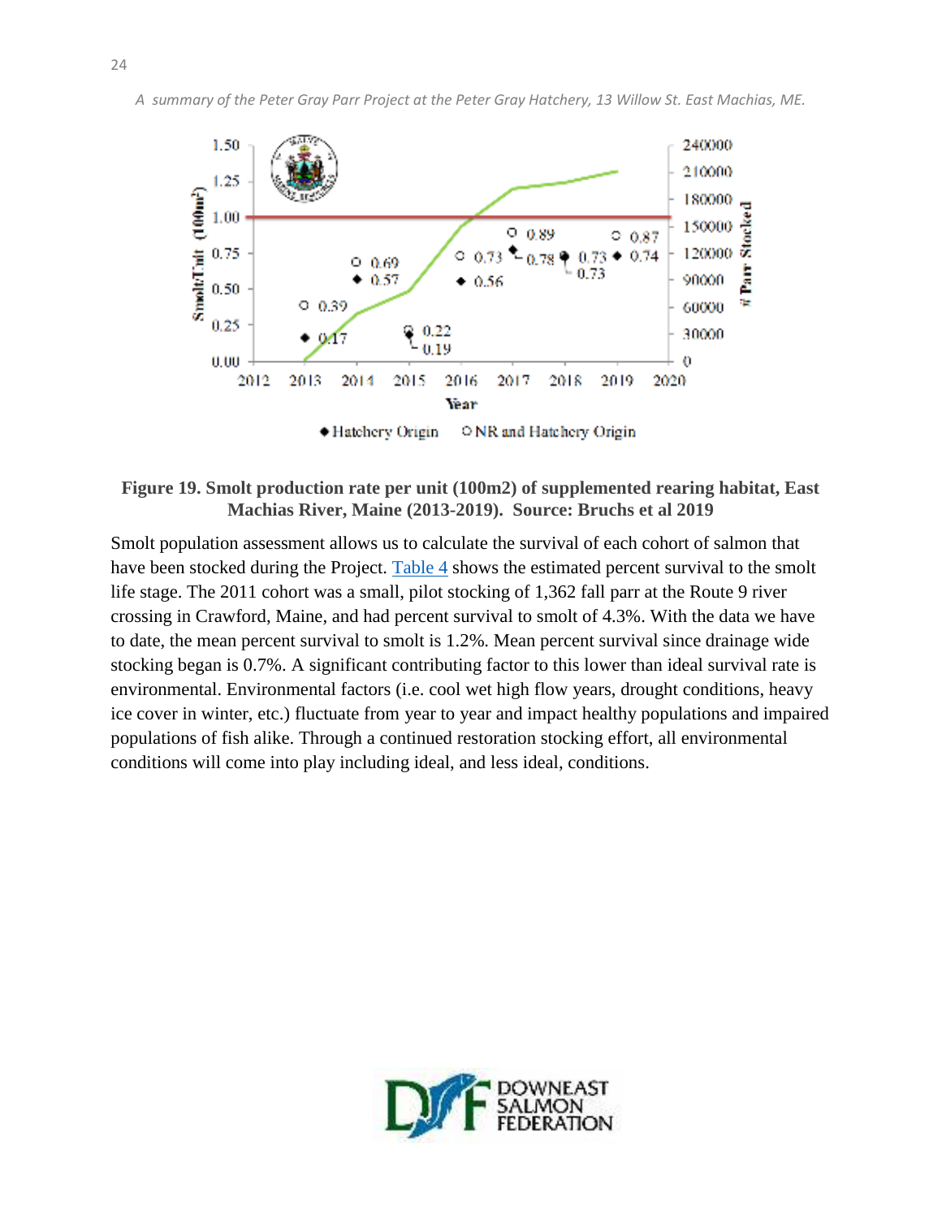**Figure 19. Smolt production rate per unit (100m2) of supplemented rearing habitat, East Machias River, Maine (2013-2019). Source: Bruchs et al 2019**

Smolt population assessment allows us to calculate the survival of each cohort of salmon that have been stocked during the Project. Table 4 shows the estimated percent survival to the smolt life stage. The 2011 cohort was a small, pilot stocking of 1,362 fall parr at the Route 9 river crossing in Crawford, Maine, and had percent survival to smolt of 4.3%. With the data we have to date, the mean percent survival to smolt is 1.2%. Mean percent survival since drainage wide stocking began is 0.7%. A significant contributing factor to this lower than ideal survival rate is environmental. Environmental factors (i.e. cool wet high flow years, drought conditions, heavy ice cover in winter, etc.) fluctuate from year to year and impact healthy populations and impaired populations of fish alike. Through a continued restoration stocking effort, all environmental conditions will come into play including ideal, and less ideal, conditions.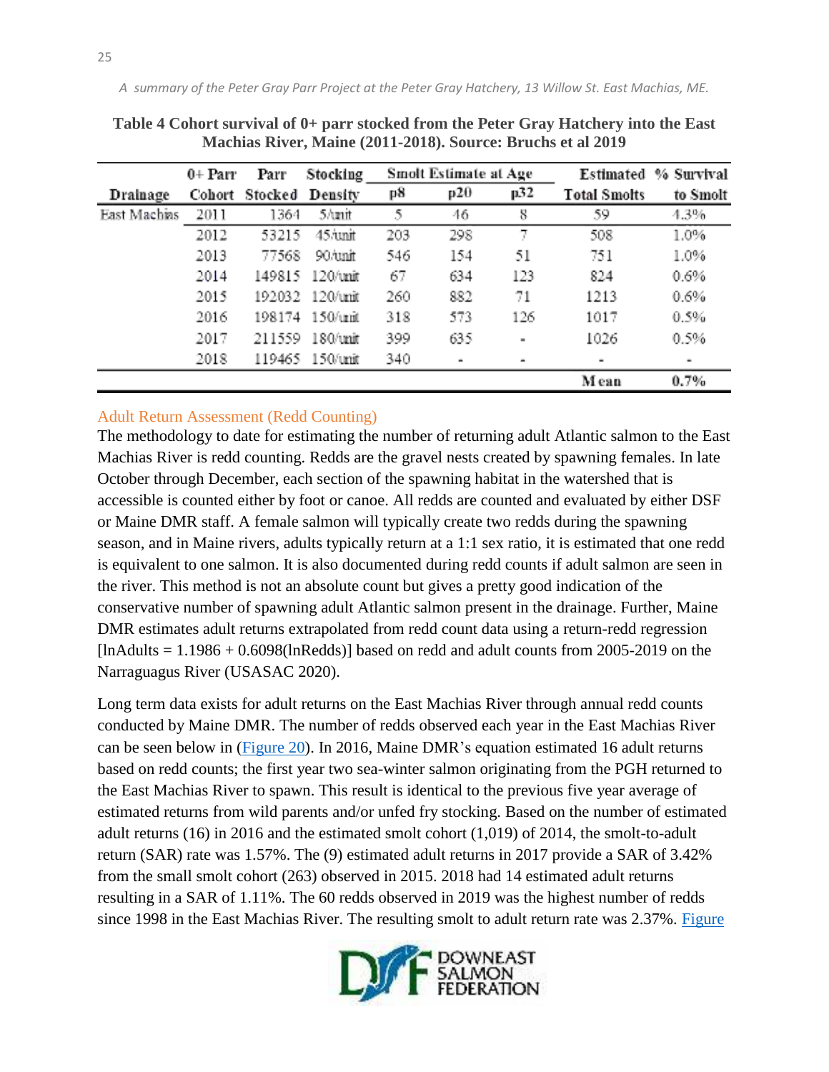**Table 4 Cohort survival of 0+ parr stocked from the Peter Gray Hatchery into the East Machias River, Maine (2011-2018). Source: Bruchs et al 2019**

| Drainage | 0+ Parr Cohort | Parr Stocked | Stocking Density | Smolt Estimate at Age p8 | p20 | p32 | Estimated Total Smolts | % Survival to Smolt |
|---|---|---|---|---|---|---|---|---|
| East Machias | 2011 | 1364 | 5/unit | 5 | 46 | 8 | 59 | 4.3% |
| | 2012 | 53215 | 45/unit | 203 | 298 | 7 | 508 | 1.0% |
| | 2013 | 77568 | 90/unit | 546 | 154 | 51 | 751 | 1.0% |
| | 2014 | 149815 | 120/unit | 67 | 634 | 123 | 824 | 0.6% |
| | 2015 | 192032 | 120/unit | 260 | 882 | 71 | 1213 | 0.6% |
| | 2016 | 198174 | 150/unit | 318 | 573 | 126 | 1017 | 0.5% |
| | 2017 | 211559 | 180/unit | 399 | 635 | - | 1026 | 0.5% |
| | 2018 | 119465 | 150/unit | 340 | - | - | - | - |
| | | | | | | | Mean | 0.7% |

## Adult Return Assessment (Redd Counting)

The methodology to date for estimating the number of returning adult Atlantic salmon to the East Machias River is redd counting. Redds are the gravel nests created by spawning females. In late October through December, each section of the spawning habitat in the watershed that is accessible is counted either by foot or canoe. All redds are counted and evaluated by either DSF or Maine DMR staff. A female salmon will typically create two redds during the spawning season, and in Maine rivers, adults typically return at a 1:1 sex ratio, it is estimated that one redd is equivalent to one salmon. It is also documented during redd counts if adult salmon are seen in the river. This method is not an absolute count but gives a pretty good indication of the conservative number of spawning adult Atlantic salmon present in the drainage. Further, Maine DMR estimates adult returns extrapolated from redd count data using a return-redd regression [$\ln Adults = 1.1986 + 0.6098(\ln Redds)$] based on redd and adult counts from 2005-2019 on the Narraguagus River (USASAC 2020).

Long term data exists for adult returns on the East Machias River through annual redd counts conducted by Maine DMR. The number of redds observed each year in the East Machias River can be seen below in (Figure 20). In 2016, Maine DMR's equation estimated 16 adult returns based on redd counts; the first year two sea-winter salmon originating from the PGH returned to the East Machias River to spawn. This result is identical to the previous five year average of estimated returns from wild parents and/or unfed fry stocking. Based on the number of estimated adult returns (16) in 2016 and the estimated smolt cohort (1,019) of 2014, the smolt-to-adult return (SAR) rate was 1.57%. The (9) estimated adult returns in 2017 provide a SAR of 3.42% from the small smolt cohort (263) observed in 2015. 2018 had 14 estimated adult returns resulting in a SAR of 1.11%. The 60 redds observed in 2019 was the highest number of redds since 1998 in the East Machias River. The resulting smolt to adult return rate was 2.37%. Figure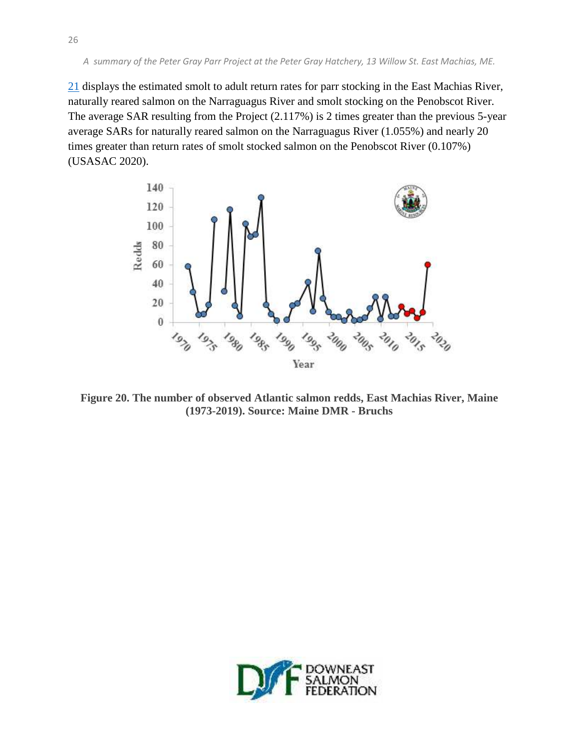21 displays the estimated smolt to adult return rates for parr stocking in the East Machias River, naturally reared salmon on the Narraguagus River and smolt stocking on the Penobscot River. The average SAR resulting from the Project (2.117%) is 2 times greater than the previous 5-year average SARs for naturally reared salmon on the Narraguagus River (1.055%) and nearly 20 times greater than return rates of smolt stocked salmon on the Penobscot River (0.107%) (USASAC 2020).

**Figure 20. The number of observed Atlantic salmon redds, East Machias River, Maine (1973-2019). Source: Maine DMR - Bruchs**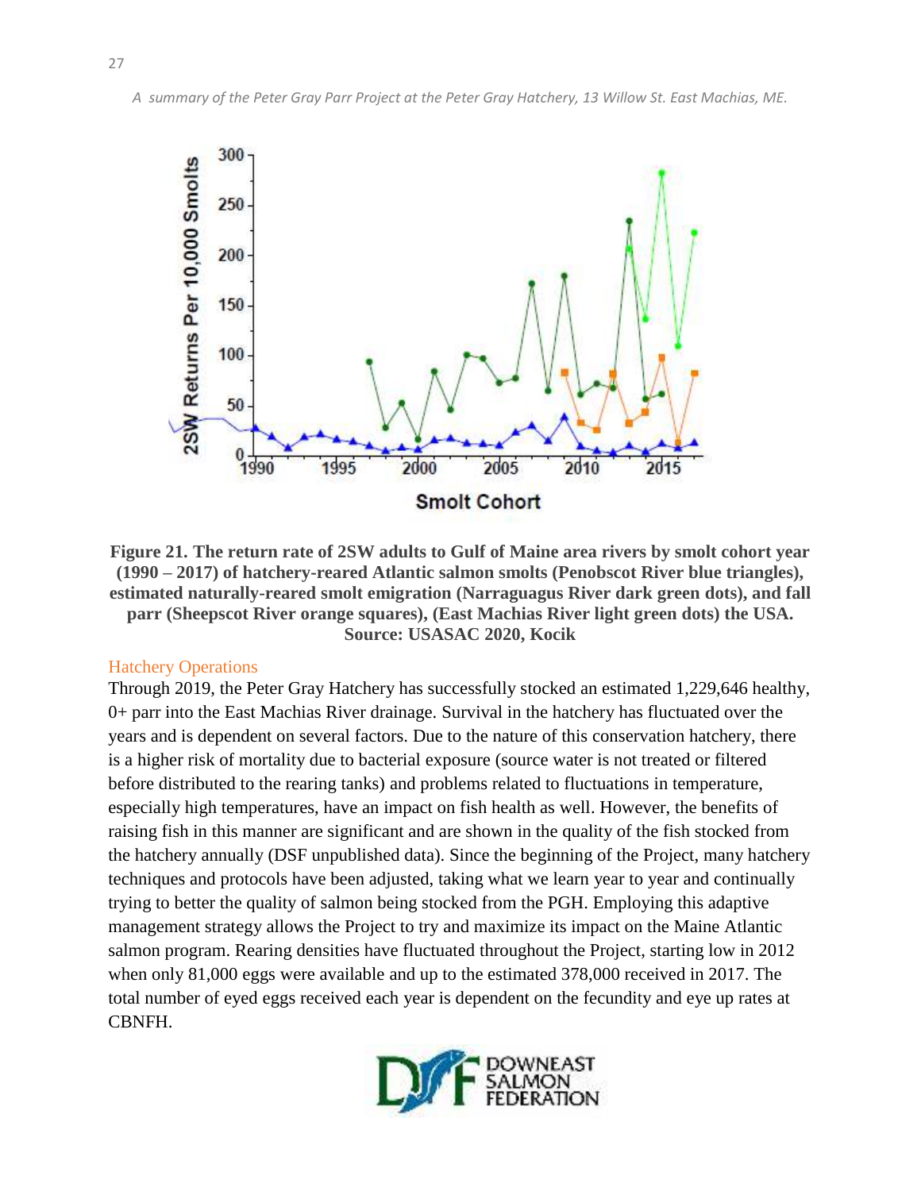**Figure 21. The return rate of 2SW adults to Gulf of Maine area rivers by smolt cohort year (1990 – 2017) of hatchery-reared Atlantic salmon smolts (Penobscot River blue triangles), estimated naturally-reared smolt emigration (Narraguagus River dark green dots), and fall parr (Sheepscot River orange squares), (East Machias River light green dots) the USA. Source: USASAC 2020, Kocik**

## Hatchery Operations

Through 2019, the Peter Gray Hatchery has successfully stocked an estimated 1,229,646 healthy, 0+ parr into the East Machias River drainage. Survival in the hatchery has fluctuated over the years and is dependent on several factors. Due to the nature of this conservation hatchery, there is a higher risk of mortality due to bacterial exposure (source water is not treated or filtered before distributed to the rearing tanks) and problems related to fluctuations in temperature, especially high temperatures, have an impact on fish health as well. However, the benefits of raising fish in this manner are significant and are shown in the quality of the fish stocked from the hatchery annually (DSF unpublished data). Since the beginning of the Project, many hatchery techniques and protocols have been adjusted, taking what we learn year to year and continually trying to better the quality of salmon being stocked from the PGH. Employing this adaptive management strategy allows the Project to try and maximize its impact on the Maine Atlantic salmon program. Rearing densities have fluctuated throughout the Project, starting low in 2012 when only 81,000 eggs were available and up to the estimated 378,000 received in 2017. The total number of eyed eggs received each year is dependent on the fecundity and eye up rates at CBNFH.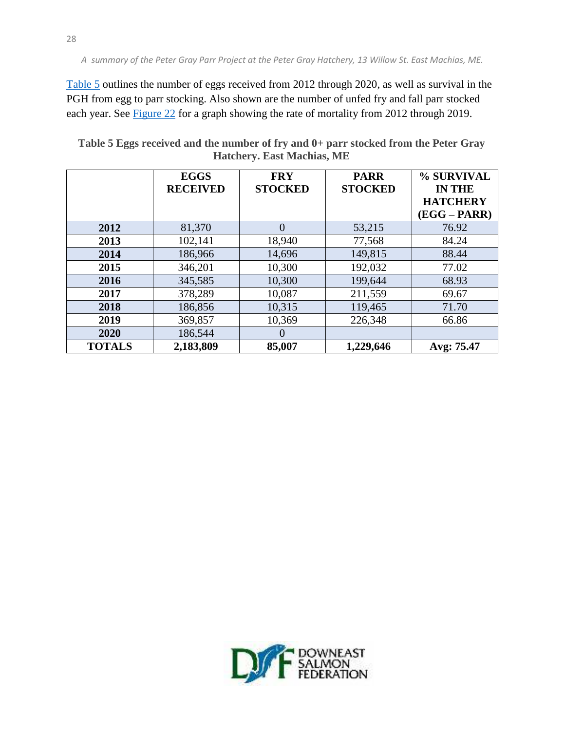Table 5 outlines the number of eggs received from 2012 through 2020, as well as survival in the PGH from egg to parr stocking. Also shown are the number of unfed fry and fall parr stocked each year. See Figure 22 for a graph showing the rate of mortality from 2012 through 2019.

**Table 5 Eggs received and the number of fry and 0+ parr stocked from the Peter Gray Hatchery. East Machias, ME**

| | EGGS RECEIVED | FRY STOCKED | PARR STOCKED | % SURVIVAL IN THE HATCHERY (EGG – PARR) |
|---|---|---|---|---|
| **2012** | 81,370 | 0 | 53,215 | 76.92 |
| **2013** | 102,141 | 18,940 | 77,568 | 84.24 |
| **2014** | 186,966 | 14,696 | 149,815 | 88.44 |
| **2015** | 346,201 | 10,300 | 192,032 | 77.02 |
| **2016** | 345,585 | 10,300 | 199,644 | 68.93 |
| **2017** | 378,289 | 10,087 | 211,559 | 69.67 |
| **2018** | 186,856 | 10,315 | 119,465 | 71.70 |
| **2019** | 369,857 | 10,369 | 226,348 | 66.86 |
| **2020** | 186,544 | 0 | | |
| **TOTALS** | **2,183,809** | **85,007** | **1,229,646** | **Avg: 75.47** |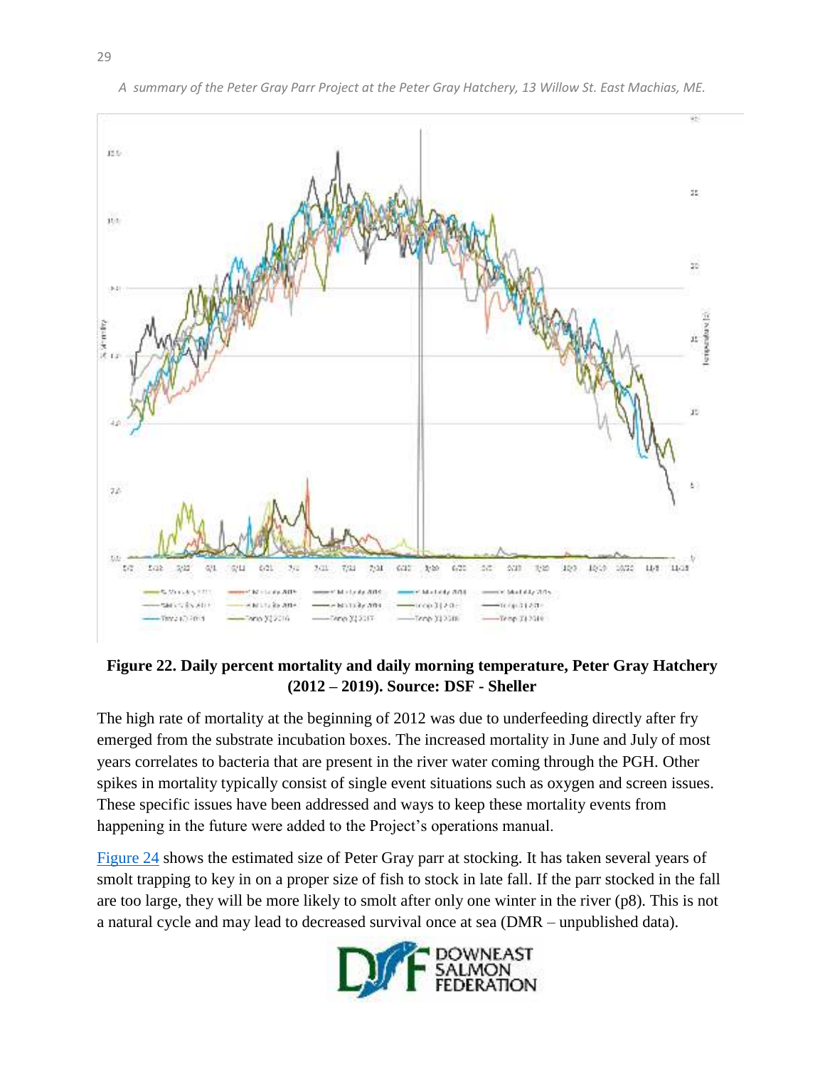**Figure 22. Daily percent mortality and daily morning temperature, Peter Gray Hatchery (2012 – 2019). Source: DSF - Sheller**

The high rate of mortality at the beginning of 2012 was due to underfeeding directly after fry emerged from the substrate incubation boxes. The increased mortality in June and July of most years correlates to bacteria that are present in the river water coming through the PGH. Other spikes in mortality typically consist of single event situations such as oxygen and screen issues. These specific issues have been addressed and ways to keep these mortality events from happening in the future were added to the Project's operations manual.

Figure 24 shows the estimated size of Peter Gray parr at stocking. It has taken several years of smolt trapping to key in on a proper size of fish to stock in late fall. If the parr stocked in the fall are too large, they will be more likely to smolt after only one winter in the river (p8). This is not a natural cycle and may lead to decreased survival once at sea (DMR – unpublished data).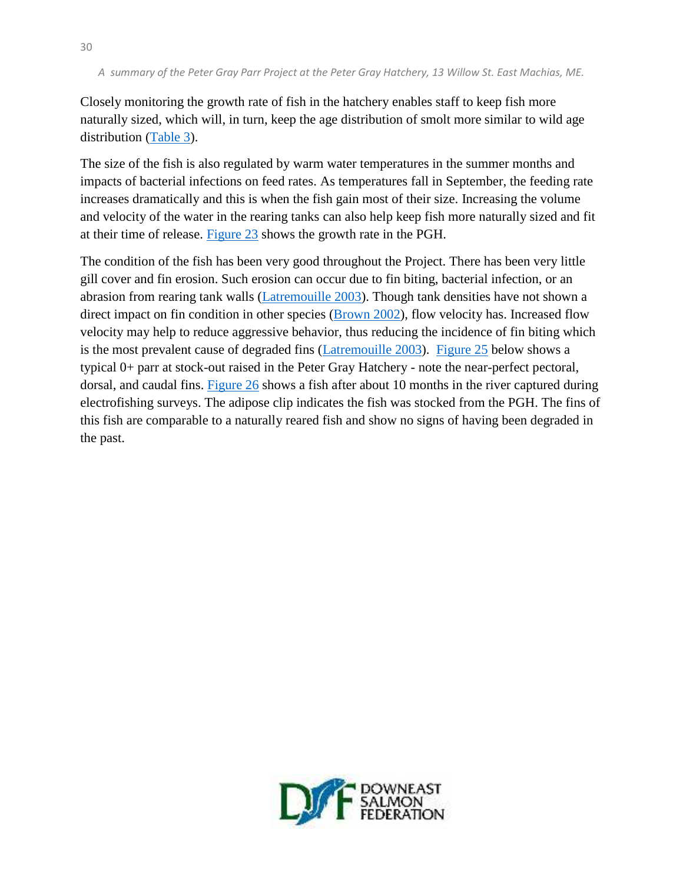Closely monitoring the growth rate of fish in the hatchery enables staff to keep fish more naturally sized, which will, in turn, keep the age distribution of smolt more similar to wild age distribution (Table 3).

The size of the fish is also regulated by warm water temperatures in the summer months and impacts of bacterial infections on feed rates. As temperatures fall in September, the feeding rate increases dramatically and this is when the fish gain most of their size. Increasing the volume and velocity of the water in the rearing tanks can also help keep fish more naturally sized and fit at their time of release. Figure 23 shows the growth rate in the PGH.

The condition of the fish has been very good throughout the Project. There has been very little gill cover and fin erosion. Such erosion can occur due to fin biting, bacterial infection, or an abrasion from rearing tank walls (Latremouille 2003). Though tank densities have not shown a direct impact on fin condition in other species (Brown 2002), flow velocity has. Increased flow velocity may help to reduce aggressive behavior, thus reducing the incidence of fin biting which is the most prevalent cause of degraded fins (Latremouille 2003). Figure 25 below shows a typical 0+ parr at stock-out raised in the Peter Gray Hatchery - note the near-perfect pectoral, dorsal, and caudal fins. Figure 26 shows a fish after about 10 months in the river captured during electrofishing surveys. The adipose clip indicates the fish was stocked from the PGH. The fins of this fish are comparable to a naturally reared fish and show no signs of having been degraded in the past.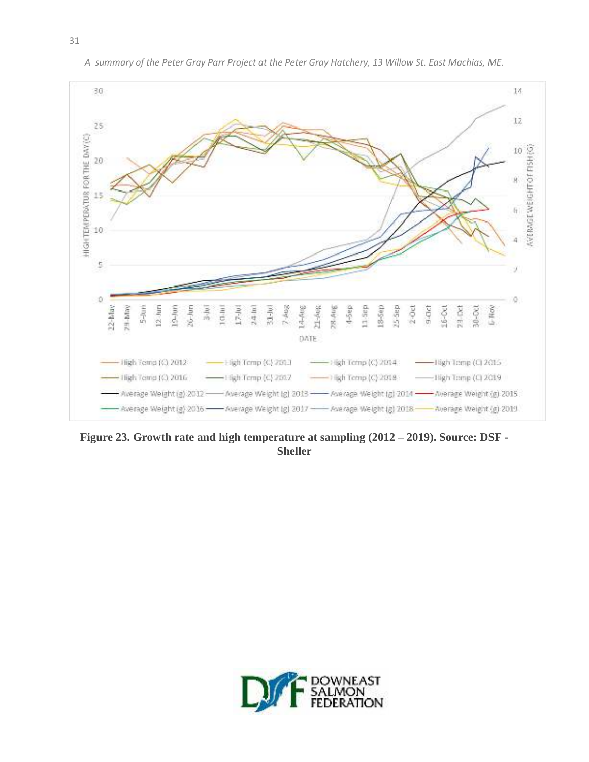**Figure 23. Growth rate and high temperature at sampling (2012 – 2019). Source: DSF - Sheller**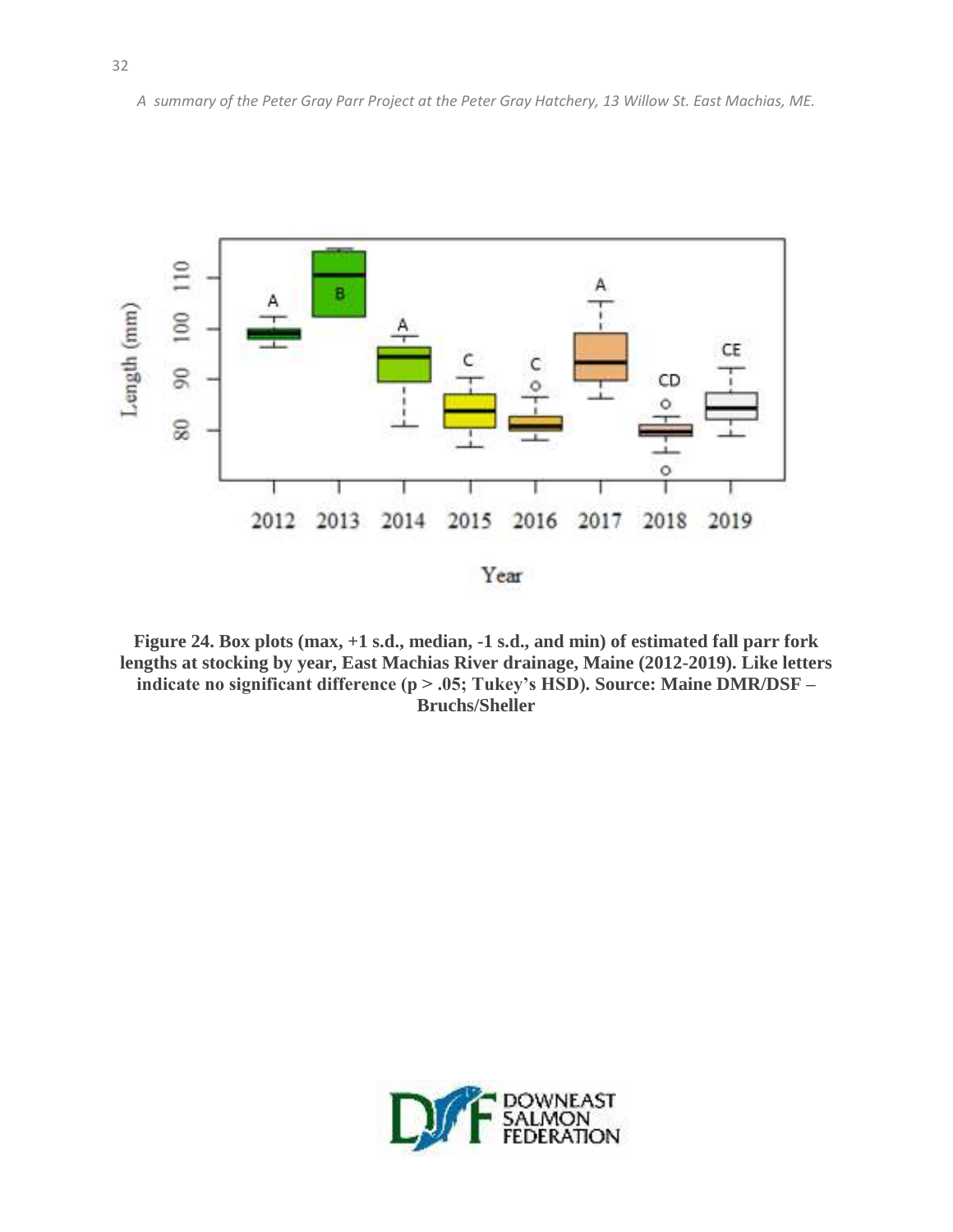**Figure 24. Box plots (max, +1 s.d., median, -1 s.d., and min) of estimated fall parr fork lengths at stocking by year, East Machias River drainage, Maine (2012-2019). Like letters indicate no significant difference ($p > .05$; Tukey's HSD). Source: Maine DMR/DSF – Bruchs/Sheller**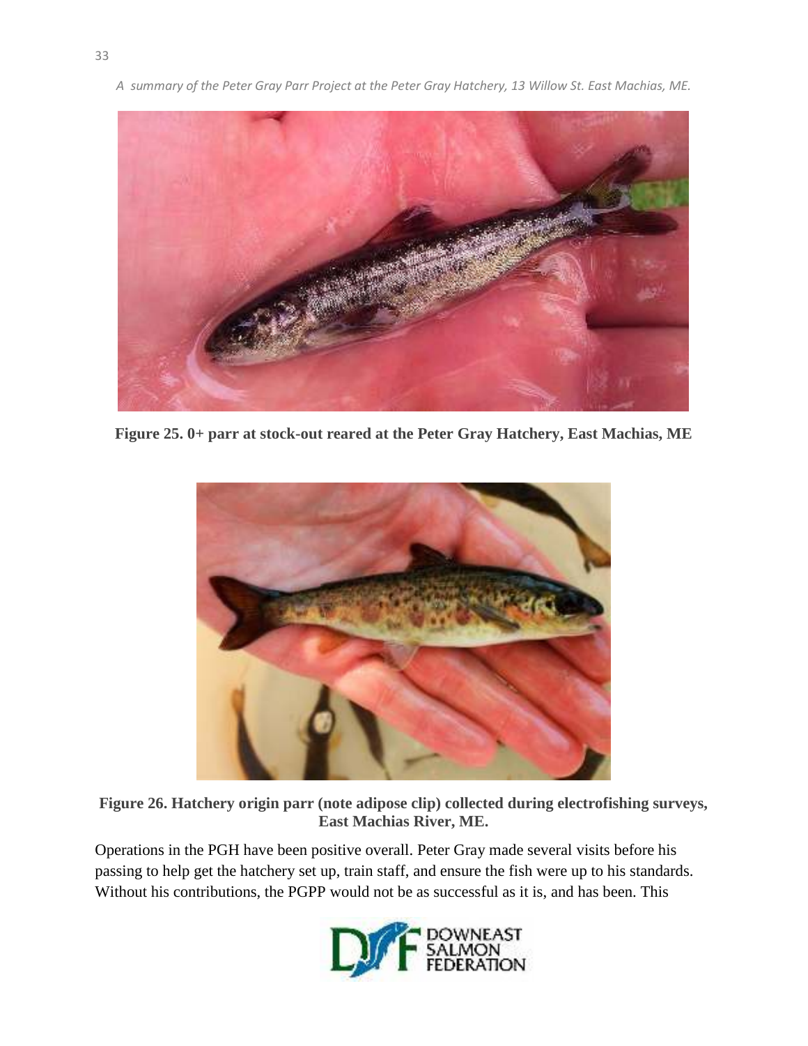**Figure 25. 0+ parr at stock-out reared at the Peter Gray Hatchery, East Machias, ME**

**Figure 26. Hatchery origin parr (note adipose clip) collected during electrofishing surveys, East Machias River, ME.**

Operations in the PGH have been positive overall. Peter Gray made several visits before his passing to help get the hatchery set up, train staff, and ensure the fish were up to his standards. Without his contributions, the PGPP would not be as successful as it is, and has been. This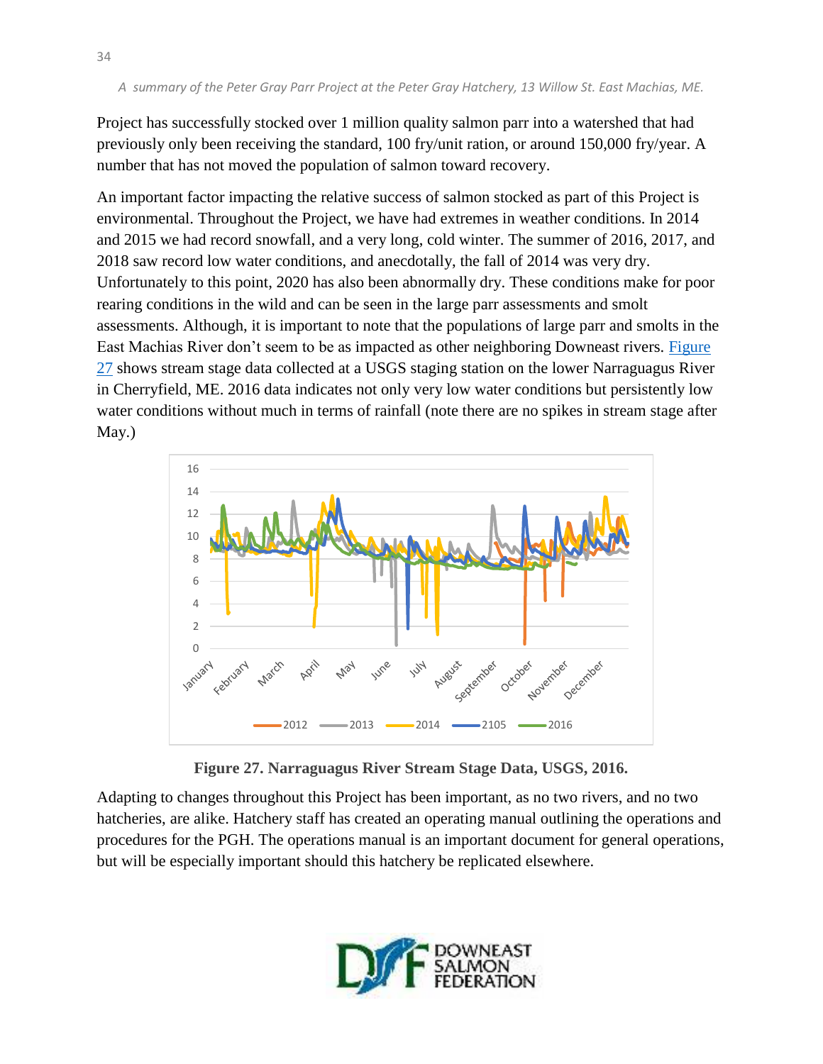Project has successfully stocked over 1 million quality salmon parr into a watershed that had previously only been receiving the standard, 100 fry/unit ration, or around 150,000 fry/year. A number that has not moved the population of salmon toward recovery.

An important factor impacting the relative success of salmon stocked as part of this Project is environmental. Throughout the Project, we have had extremes in weather conditions. In 2014 and 2015 we had record snowfall, and a very long, cold winter. The summer of 2016, 2017, and 2018 saw record low water conditions, and anecdotally, the fall of 2014 was very dry. Unfortunately to this point, 2020 has also been abnormally dry. These conditions make for poor rearing conditions in the wild and can be seen in the large parr assessments and smolt assessments. Although, it is important to note that the populations of large parr and smolts in the East Machias River don't seem to be as impacted as other neighboring Downeast rivers. Figure 27 shows stream stage data collected at a USGS staging station on the lower Narraguagus River in Cherryfield, ME. 2016 data indicates not only very low water conditions but persistently low water conditions without much in terms of rainfall (note there are no spikes in stream stage after May.)

**Figure 27. Narraguagus River Stream Stage Data, USGS, 2016.**

Adapting to changes throughout this Project has been important, as no two rivers, and no two hatcheries, are alike. Hatchery staff has created an operating manual outlining the operations and procedures for the PGH. The operations manual is an important document for general operations, but will be especially important should this hatchery be replicated elsewhere.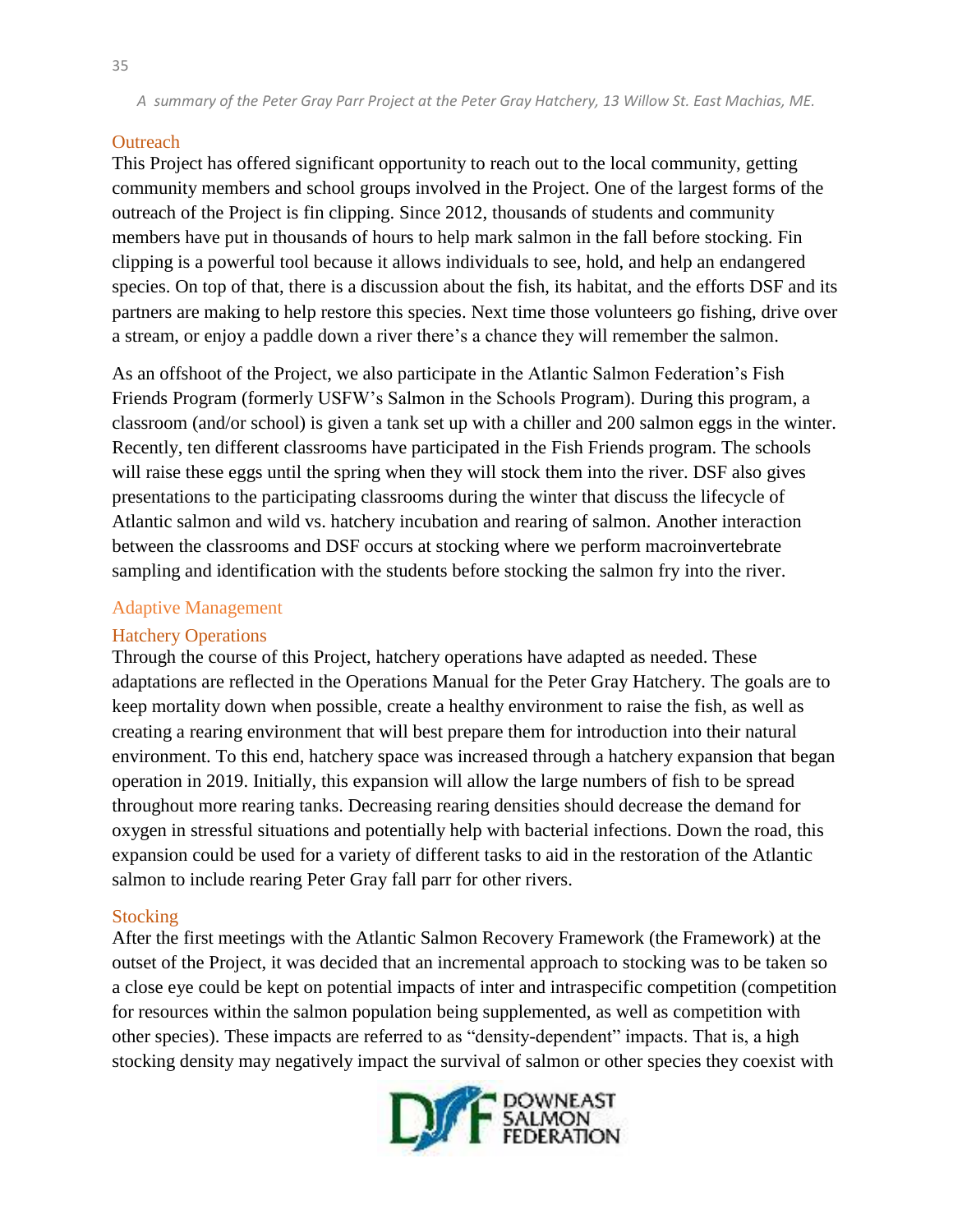## Outreach

This Project has offered significant opportunity to reach out to the local community, getting community members and school groups involved in the Project. One of the largest forms of the outreach of the Project is fin clipping. Since 2012, thousands of students and community members have put in thousands of hours to help mark salmon in the fall before stocking. Fin clipping is a powerful tool because it allows individuals to see, hold, and help an endangered species. On top of that, there is a discussion about the fish, its habitat, and the efforts DSF and its partners are making to help restore this species. Next time those volunteers go fishing, drive over a stream, or enjoy a paddle down a river there's a chance they will remember the salmon.

As an offshoot of the Project, we also participate in the Atlantic Salmon Federation's Fish Friends Program (formerly USFW's Salmon in the Schools Program). During this program, a classroom (and/or school) is given a tank set up with a chiller and 200 salmon eggs in the winter. Recently, ten different classrooms have participated in the Fish Friends program. The schools will raise these eggs until the spring when they will stock them into the river. DSF also gives presentations to the participating classrooms during the winter that discuss the lifecycle of Atlantic salmon and wild vs. hatchery incubation and rearing of salmon. Another interaction between the classrooms and DSF occurs at stocking where we perform macroinvertebrate sampling and identification with the students before stocking the salmon fry into the river.

## Adaptive Management

### Hatchery Operations

Through the course of this Project, hatchery operations have adapted as needed. These adaptations are reflected in the Operations Manual for the Peter Gray Hatchery. The goals are to keep mortality down when possible, create a healthy environment to raise the fish, as well as creating a rearing environment that will best prepare them for introduction into their natural environment. To this end, hatchery space was increased through a hatchery expansion that began operation in 2019. Initially, this expansion will allow the large numbers of fish to be spread throughout more rearing tanks. Decreasing rearing densities should decrease the demand for oxygen in stressful situations and potentially help with bacterial infections. Down the road, this expansion could be used for a variety of different tasks to aid in the restoration of the Atlantic salmon to include rearing Peter Gray fall parr for other rivers.

### Stocking

After the first meetings with the Atlantic Salmon Recovery Framework (the Framework) at the outset of the Project, it was decided that an incremental approach to stocking was to be taken so a close eye could be kept on potential impacts of inter and intraspecific competition (competition for resources within the salmon population being supplemented, as well as competition with other species). These impacts are referred to as "density-dependent" impacts. That is, a high stocking density may negatively impact the survival of salmon or other species they coexist with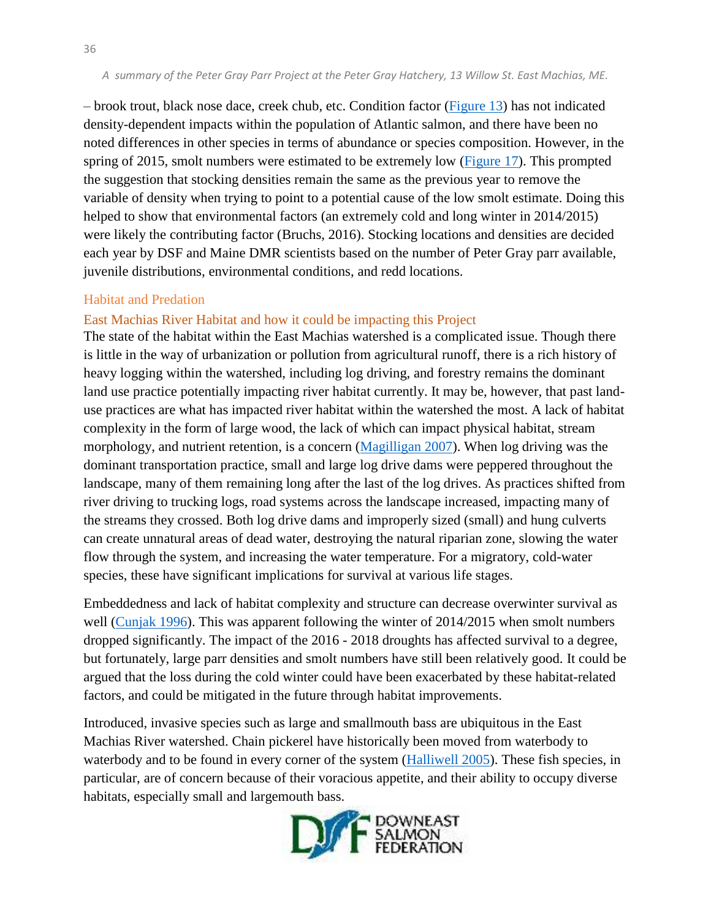– brook trout, black nose dace, creek chub, etc. Condition factor (Figure 13) has not indicated density-dependent impacts within the population of Atlantic salmon, and there have been no noted differences in other species in terms of abundance or species composition. However, in the spring of 2015, smolt numbers were estimated to be extremely low (Figure 17). This prompted the suggestion that stocking densities remain the same as the previous year to remove the variable of density when trying to point to a potential cause of the low smolt estimate. Doing this helped to show that environmental factors (an extremely cold and long winter in 2014/2015) were likely the contributing factor (Bruchs, 2016). Stocking locations and densities are decided each year by DSF and Maine DMR scientists based on the number of Peter Gray parr available, juvenile distributions, environmental conditions, and redd locations.

## Habitat and Predation

### East Machias River Habitat and how it could be impacting this Project

The state of the habitat within the East Machias watershed is a complicated issue. Though there is little in the way of urbanization or pollution from agricultural runoff, there is a rich history of heavy logging within the watershed, including log driving, and forestry remains the dominant land use practice potentially impacting river habitat currently. It may be, however, that past land-use practices are what has impacted river habitat within the watershed the most. A lack of habitat complexity in the form of large wood, the lack of which can impact physical habitat, stream morphology, and nutrient retention, is a concern (Magilligan 2007). When log driving was the dominant transportation practice, small and large log drive dams were peppered throughout the landscape, many of them remaining long after the last of the log drives. As practices shifted from river driving to trucking logs, road systems across the landscape increased, impacting many of the streams they crossed. Both log drive dams and improperly sized (small) and hung culverts can create unnatural areas of dead water, destroying the natural riparian zone, slowing the water flow through the system, and increasing the water temperature. For a migratory, cold-water species, these have significant implications for survival at various life stages.

Embeddedness and lack of habitat complexity and structure can decrease overwinter survival as well (Cunjak 1996). This was apparent following the winter of 2014/2015 when smolt numbers dropped significantly. The impact of the 2016 - 2018 droughts has affected survival to a degree, but fortunately, large parr densities and smolt numbers have still been relatively good. It could be argued that the loss during the cold winter could have been exacerbated by these habitat-related factors, and could be mitigated in the future through habitat improvements.

Introduced, invasive species such as large and smallmouth bass are ubiquitous in the East Machias River watershed. Chain pickerel have historically been moved from waterbody to waterbody and to be found in every corner of the system (Halliwell 2005). These fish species, in particular, are of concern because of their voracious appetite, and their ability to occupy diverse habitats, especially small and largemouth bass.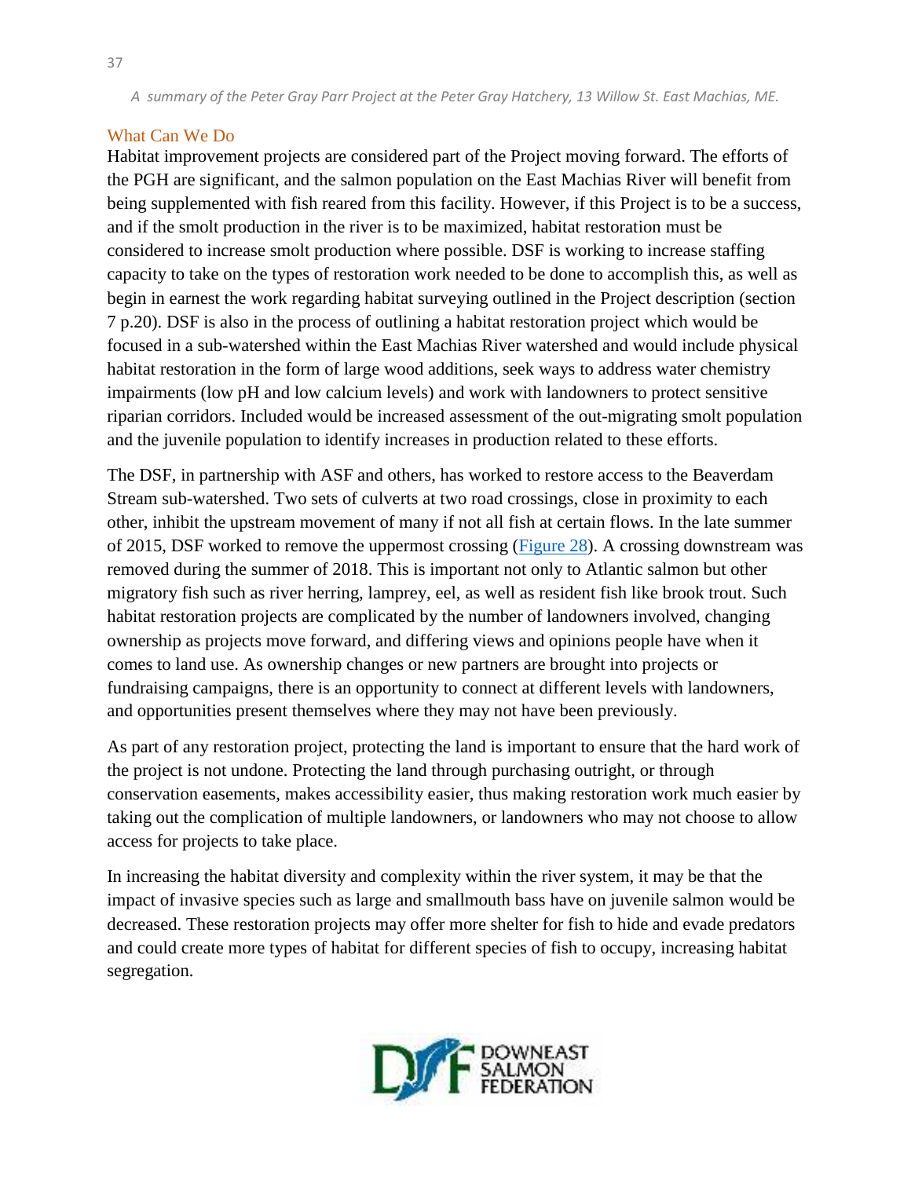## What Can We Do

Habitat improvement projects are considered part of the Project moving forward. The efforts of the PGH are significant, and the salmon population on the East Machias River will benefit from being supplemented with fish reared from this facility. However, if this Project is to be a success, and if the smolt production in the river is to be maximized, habitat restoration must be considered to increase smolt production where possible. DSF is working to increase staffing capacity to take on the types of restoration work needed to be done to accomplish this, as well as begin in earnest the work regarding habitat surveying outlined in the Project description (section 7 p.20). DSF is also in the process of outlining a habitat restoration project which would be focused in a sub-watershed within the East Machias River watershed and would include physical habitat restoration in the form of large wood additions, seek ways to address water chemistry impairments (low pH and low calcium levels) and work with landowners to protect sensitive riparian corridors. Included would be increased assessment of the out-migrating smolt population and the juvenile population to identify increases in production related to these efforts.

The DSF, in partnership with ASF and others, has worked to restore access to the Beaverdam Stream sub-watershed. Two sets of culverts at two road crossings, close in proximity to each other, inhibit the upstream movement of many if not all fish at certain flows. In the late summer of 2015, DSF worked to remove the uppermost crossing (Figure 28). A crossing downstream was removed during the summer of 2018. This is important not only to Atlantic salmon but other migratory fish such as river herring, lamprey, eel, as well as resident fish like brook trout. Such habitat restoration projects are complicated by the number of landowners involved, changing ownership as projects move forward, and differing views and opinions people have when it comes to land use. As ownership changes or new partners are brought into projects or fundraising campaigns, there is an opportunity to connect at different levels with landowners, and opportunities present themselves where they may not have been previously.

As part of any restoration project, protecting the land is important to ensure that the hard work of the project is not undone. Protecting the land through purchasing outright, or through conservation easements, makes accessibility easier, thus making restoration work much easier by taking out the complication of multiple landowners, or landowners who may not choose to allow access for projects to take place.

In increasing the habitat diversity and complexity within the river system, it may be that the impact of invasive species such as large and smallmouth bass have on juvenile salmon would be decreased. These restoration projects may offer more shelter for fish to hide and evade predators and could create more types of habitat for different species of fish to occupy, increasing habitat segregation.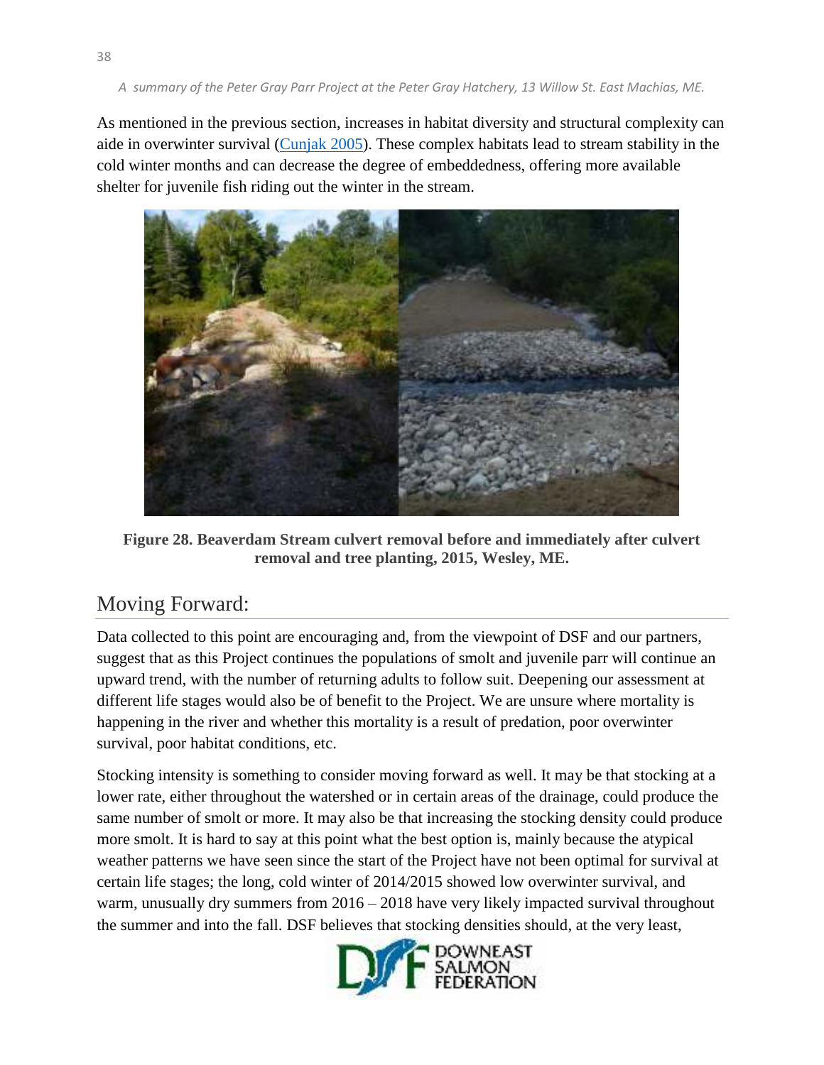As mentioned in the previous section, increases in habitat diversity and structural complexity can aide in overwinter survival (Cunjak 2005). These complex habitats lead to stream stability in the cold winter months and can decrease the degree of embeddedness, offering more available shelter for juvenile fish riding out the winter in the stream.

**Figure 28. Beaverdam Stream culvert removal before and immediately after culvert removal and tree planting, 2015, Wesley, ME.**

## Moving Forward:

Data collected to this point are encouraging and, from the viewpoint of DSF and our partners, suggest that as this Project continues the populations of smolt and juvenile parr will continue an upward trend, with the number of returning adults to follow suit. Deepening our assessment at different life stages would also be of benefit to the Project. We are unsure where mortality is happening in the river and whether this mortality is a result of predation, poor overwinter survival, poor habitat conditions, etc.

Stocking intensity is something to consider moving forward as well. It may be that stocking at a lower rate, either throughout the watershed or in certain areas of the drainage, could produce the same number of smolt or more. It may also be that increasing the stocking density could produce more smolt. It is hard to say at this point what the best option is, mainly because the atypical weather patterns we have seen since the start of the Project have not been optimal for survival at certain life stages; the long, cold winter of 2014/2015 showed low overwinter survival, and warm, unusually dry summers from 2016 – 2018 have very likely impacted survival throughout the summer and into the fall. DSF believes that stocking densities should, at the very least,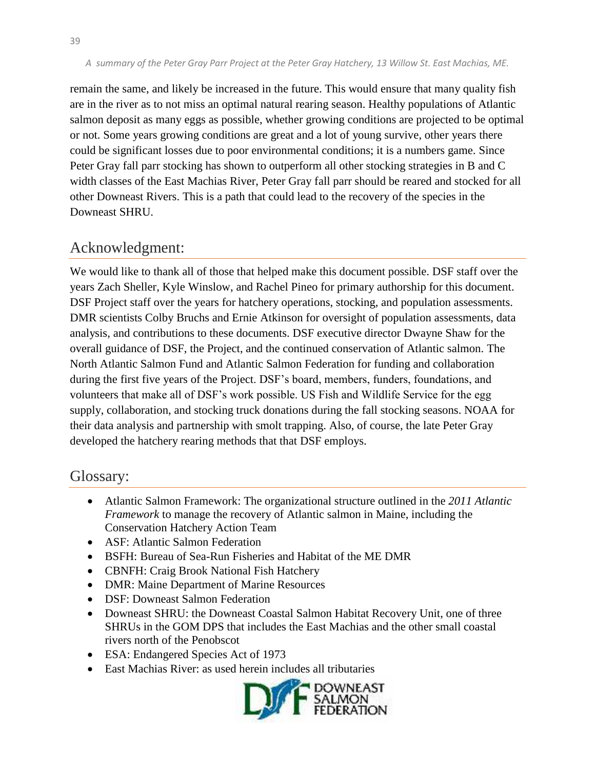remain the same, and likely be increased in the future. This would ensure that many quality fish are in the river as to not miss an optimal natural rearing season. Healthy populations of Atlantic salmon deposit as many eggs as possible, whether growing conditions are projected to be optimal or not. Some years growing conditions are great and a lot of young survive, other years there could be significant losses due to poor environmental conditions; it is a numbers game. Since Peter Gray fall parr stocking has shown to outperform all other stocking strategies in B and C width classes of the East Machias River, Peter Gray fall parr should be reared and stocked for all other Downeast Rivers. This is a path that could lead to the recovery of the species in the Downeast SHRU.

## Acknowledgment:

We would like to thank all of those that helped make this document possible. DSF staff over the years Zach Sheller, Kyle Winslow, and Rachel Pineo for primary authorship for this document. DSF Project staff over the years for hatchery operations, stocking, and population assessments. DMR scientists Colby Bruchs and Ernie Atkinson for oversight of population assessments, data analysis, and contributions to these documents. DSF executive director Dwayne Shaw for the overall guidance of DSF, the Project, and the continued conservation of Atlantic salmon. The North Atlantic Salmon Fund and Atlantic Salmon Federation for funding and collaboration during the first five years of the Project. DSF's board, members, funders, foundations, and volunteers that make all of DSF's work possible. US Fish and Wildlife Service for the egg supply, collaboration, and stocking truck donations during the fall stocking seasons. NOAA for their data analysis and partnership with smolt trapping. Also, of course, the late Peter Gray developed the hatchery rearing methods that that DSF employs.

## Glossary:

- Atlantic Salmon Framework: The organizational structure outlined in the *2011 Atlantic Framework* to manage the recovery of Atlantic salmon in Maine, including the Conservation Hatchery Action Team
- ASF: Atlantic Salmon Federation
- BSFH: Bureau of Sea-Run Fisheries and Habitat of the ME DMR
- CBNFH: Craig Brook National Fish Hatchery
- DMR: Maine Department of Marine Resources
- DSF: Downeast Salmon Federation
- Downeast SHRU: the Downeast Coastal Salmon Habitat Recovery Unit, one of three SHRUs in the GOM DPS that includes the East Machias and the other small coastal rivers north of the Penobscot
- ESA: Endangered Species Act of 1973
- East Machias River: as used herein includes all tributaries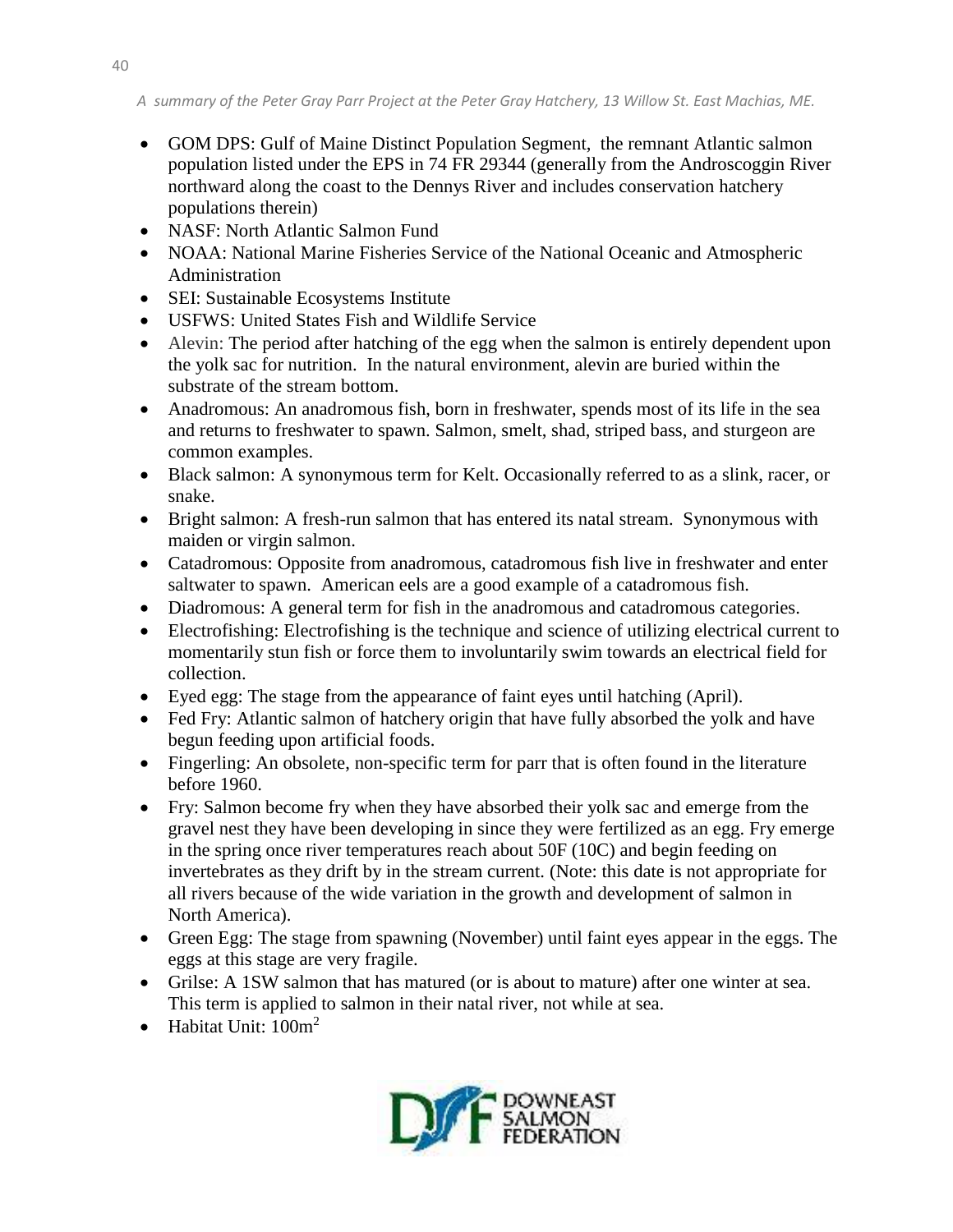- GOM DPS: Gulf of Maine Distinct Population Segment, the remnant Atlantic salmon population listed under the EPS in 74 FR 29344 (generally from the Androscoggin River northward along the coast to the Dennys River and includes conservation hatchery populations therein)
- NASF: North Atlantic Salmon Fund
- NOAA: National Marine Fisheries Service of the National Oceanic and Atmospheric Administration
- SEI: Sustainable Ecosystems Institute
- USFWS: United States Fish and Wildlife Service
- Alevin: The period after hatching of the egg when the salmon is entirely dependent upon the yolk sac for nutrition. In the natural environment, alevin are buried within the substrate of the stream bottom.
- Anadromous: An anadromous fish, born in freshwater, spends most of its life in the sea and returns to freshwater to spawn. Salmon, smelt, shad, striped bass, and sturgeon are common examples.
- Black salmon: A synonymous term for Kelt. Occasionally referred to as a slink, racer, or snake.
- Bright salmon: A fresh-run salmon that has entered its natal stream. Synonymous with maiden or virgin salmon.
- Catadromous: Opposite from anadromous, catadromous fish live in freshwater and enter saltwater to spawn. American eels are a good example of a catadromous fish.
- Diadromous: A general term for fish in the anadromous and catadromous categories.
- Electrofishing: Electrofishing is the technique and science of utilizing electrical current to momentarily stun fish or force them to involuntarily swim towards an electrical field for collection.
- Eyed egg: The stage from the appearance of faint eyes until hatching (April).
- Fed Fry: Atlantic salmon of hatchery origin that have fully absorbed the yolk and have begun feeding upon artificial foods.
- Fingerling: An obsolete, non-specific term for parr that is often found in the literature before 1960.
- Fry: Salmon become fry when they have absorbed their yolk sac and emerge from the gravel nest they have been developing in since they were fertilized as an egg. Fry emerge in the spring once river temperatures reach about 50F (10C) and begin feeding on invertebrates as they drift by in the stream current. (Note: this date is not appropriate for all rivers because of the wide variation in the growth and development of salmon in North America).
- Green Egg: The stage from spawning (November) until faint eyes appear in the eggs. The eggs at this stage are very fragile.
- Grilse: A 1SW salmon that has matured (or is about to mature) after one winter at sea. This term is applied to salmon in their natal river, not while at sea.
- Habitat Unit: $100m^2$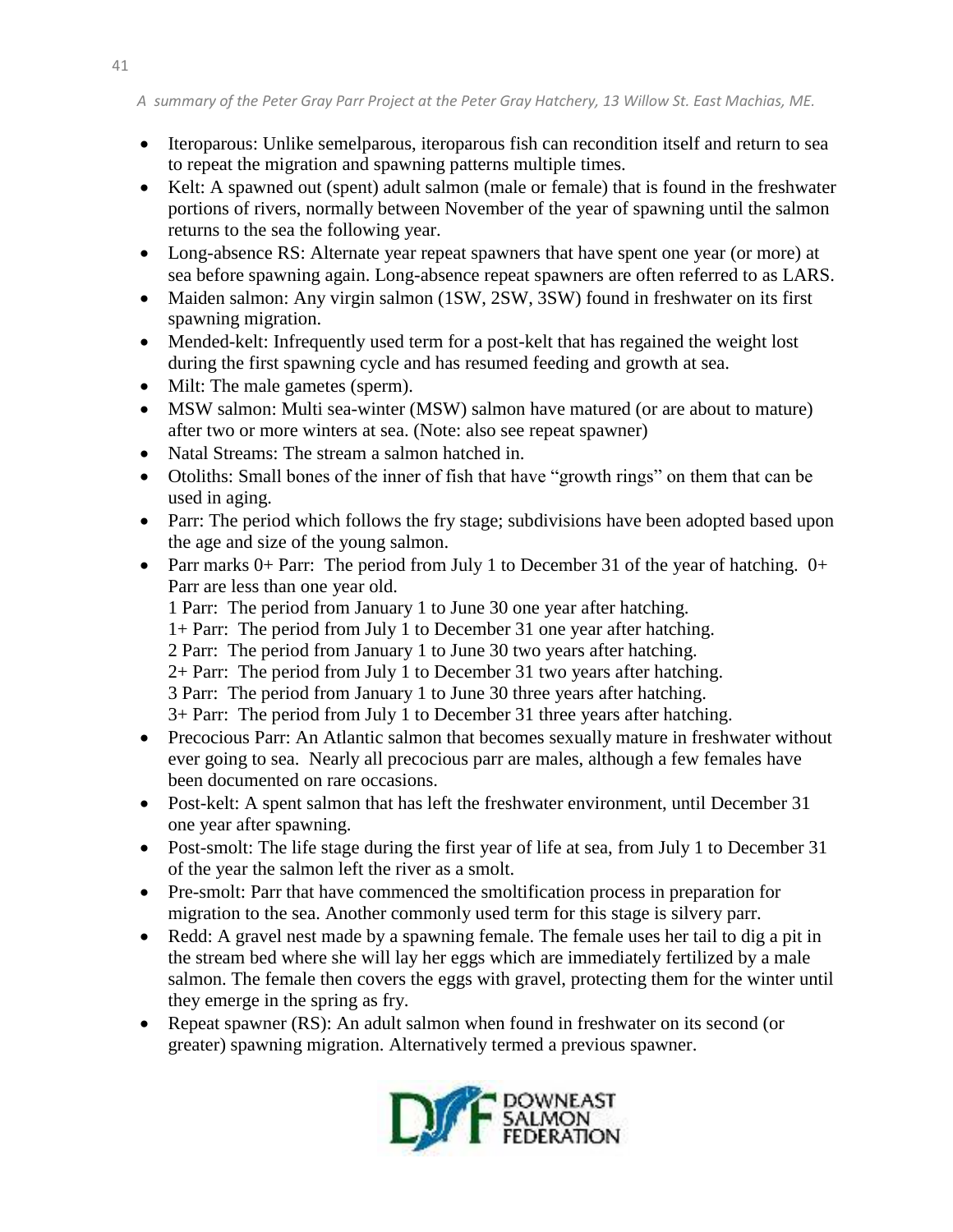- Iteroparous: Unlike semelparous, iteroparous fish can recondition itself and return to sea to repeat the migration and spawning patterns multiple times.
- Kelt: A spawned out (spent) adult salmon (male or female) that is found in the freshwater portions of rivers, normally between November of the year of spawning until the salmon returns to the sea the following year.
- Long-absence RS: Alternate year repeat spawners that have spent one year (or more) at sea before spawning again. Long-absence repeat spawners are often referred to as LARS.
- Maiden salmon: Any virgin salmon (1SW, 2SW, 3SW) found in freshwater on its first spawning migration.
- Mended-kelt: Infrequently used term for a post-kelt that has regained the weight lost during the first spawning cycle and has resumed feeding and growth at sea.
- Milt: The male gametes (sperm).
- MSW salmon: Multi sea-winter (MSW) salmon have matured (or are about to mature) after two or more winters at sea. (Note: also see repeat spawner)
- Natal Streams: The stream a salmon hatched in.
- Otoliths: Small bones of the inner of fish that have "growth rings" on them that can be used in aging.
- Parr: The period which follows the fry stage; subdivisions have been adopted based upon the age and size of the young salmon.
- Parr marks 0+ Parr: The period from July 1 to December 31 of the year of hatching. 0+ Parr are less than one year old.
  1 Parr: The period from January 1 to June 30 one year after hatching.
  1+ Parr: The period from July 1 to December 31 one year after hatching.
  2 Parr: The period from January 1 to June 30 two years after hatching.
  2+ Parr: The period from July 1 to December 31 two years after hatching.
  3 Parr: The period from January 1 to June 30 three years after hatching.
  3+ Parr: The period from July 1 to December 31 three years after hatching.
- Precocious Parr: An Atlantic salmon that becomes sexually mature in freshwater without ever going to sea. Nearly all precocious parr are males, although a few females have been documented on rare occasions.
- Post-kelt: A spent salmon that has left the freshwater environment, until December 31 one year after spawning.
- Post-smolt: The life stage during the first year of life at sea, from July 1 to December 31 of the year the salmon left the river as a smolt.
- Pre-smolt: Parr that have commenced the smoltification process in preparation for migration to the sea. Another commonly used term for this stage is silvery parr.
- Redd: A gravel nest made by a spawning female. The female uses her tail to dig a pit in the stream bed where she will lay her eggs which are immediately fertilized by a male salmon. The female then covers the eggs with gravel, protecting them for the winter until they emerge in the spring as fry.
- Repeat spawner (RS): An adult salmon when found in freshwater on its second (or greater) spawning migration. Alternatively termed a previous spawner.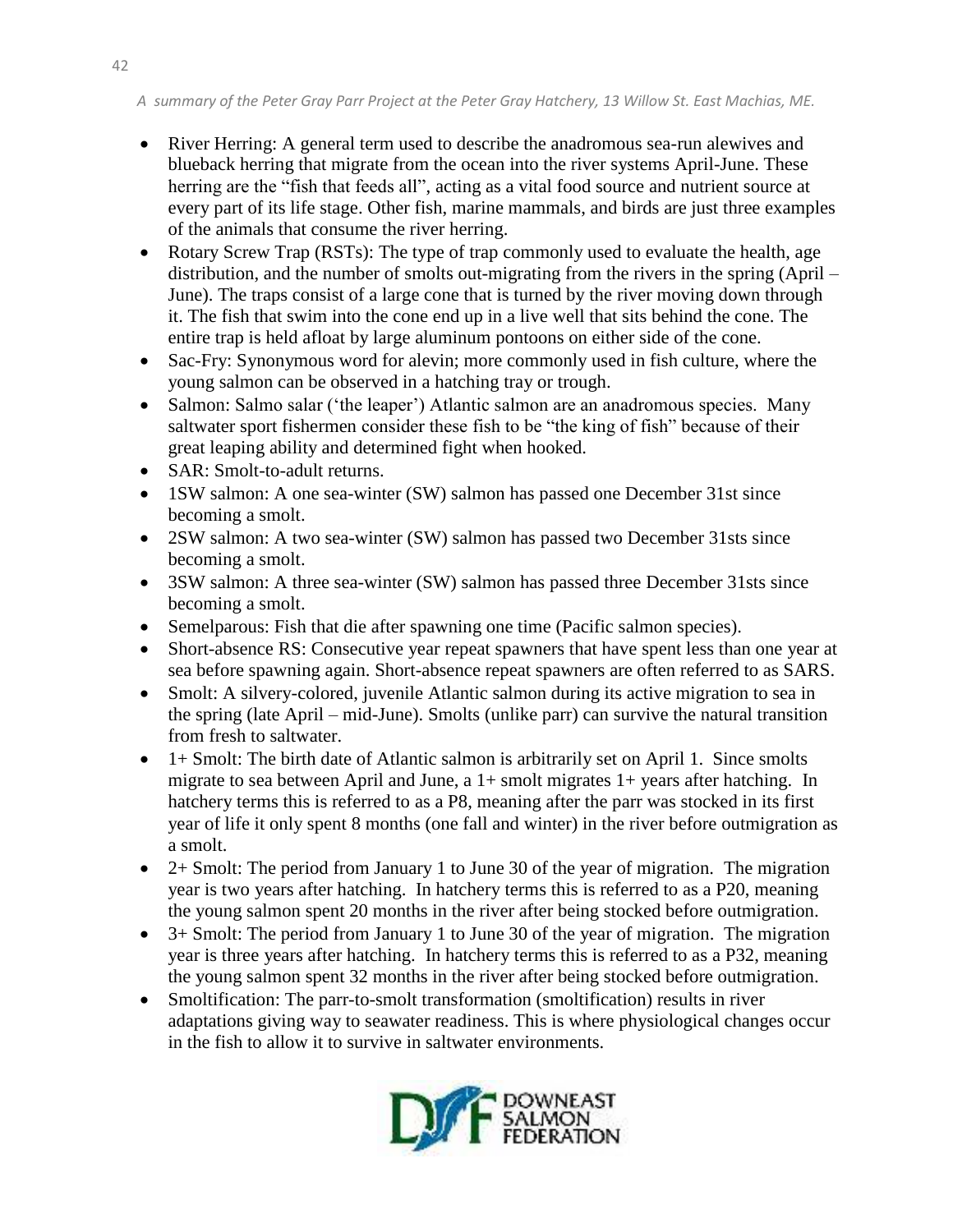- River Herring: A general term used to describe the anadromous sea-run alewives and blueback herring that migrate from the ocean into the river systems April-June. These herring are the "fish that feeds all", acting as a vital food source and nutrient source at every part of its life stage. Other fish, marine mammals, and birds are just three examples of the animals that consume the river herring.
- Rotary Screw Trap (RSTs): The type of trap commonly used to evaluate the health, age distribution, and the number of smolts out-migrating from the rivers in the spring (April – June). The traps consist of a large cone that is turned by the river moving down through it. The fish that swim into the cone end up in a live well that sits behind the cone. The entire trap is held afloat by large aluminum pontoons on either side of the cone.
- Sac-Fry: Synonymous word for alevin; more commonly used in fish culture, where the young salmon can be observed in a hatching tray or trough.
- Salmon: Salmo salar ('the leaper') Atlantic salmon are an anadromous species. Many saltwater sport fishermen consider these fish to be "the king of fish" because of their great leaping ability and determined fight when hooked.
- SAR: Smolt-to-adult returns.
- 1SW salmon: A one sea-winter (SW) salmon has passed one December 31st since becoming a smolt.
- 2SW salmon: A two sea-winter (SW) salmon has passed two December 31sts since becoming a smolt.
- 3SW salmon: A three sea-winter (SW) salmon has passed three December 31sts since becoming a smolt.
- Semelparous: Fish that die after spawning one time (Pacific salmon species).
- Short-absence RS: Consecutive year repeat spawners that have spent less than one year at sea before spawning again. Short-absence repeat spawners are often referred to as SARS.
- Smolt: A silvery-colored, juvenile Atlantic salmon during its active migration to sea in the spring (late April – mid-June). Smolts (unlike parr) can survive the natural transition from fresh to saltwater.
- 1+ Smolt: The birth date of Atlantic salmon is arbitrarily set on April 1. Since smolts migrate to sea between April and June, a 1+ smolt migrates 1+ years after hatching. In hatchery terms this is referred to as a P8, meaning after the parr was stocked in its first year of life it only spent 8 months (one fall and winter) in the river before outmigration as a smolt.
- 2+ Smolt: The period from January 1 to June 30 of the year of migration. The migration year is two years after hatching. In hatchery terms this is referred to as a P20, meaning the young salmon spent 20 months in the river after being stocked before outmigration.
- 3+ Smolt: The period from January 1 to June 30 of the year of migration. The migration year is three years after hatching. In hatchery terms this is referred to as a P32, meaning the young salmon spent 32 months in the river after being stocked before outmigration.
- Smoltification: The parr-to-smolt transformation (smoltification) results in river adaptations giving way to seawater readiness. This is where physiological changes occur in the fish to allow it to survive in saltwater environments.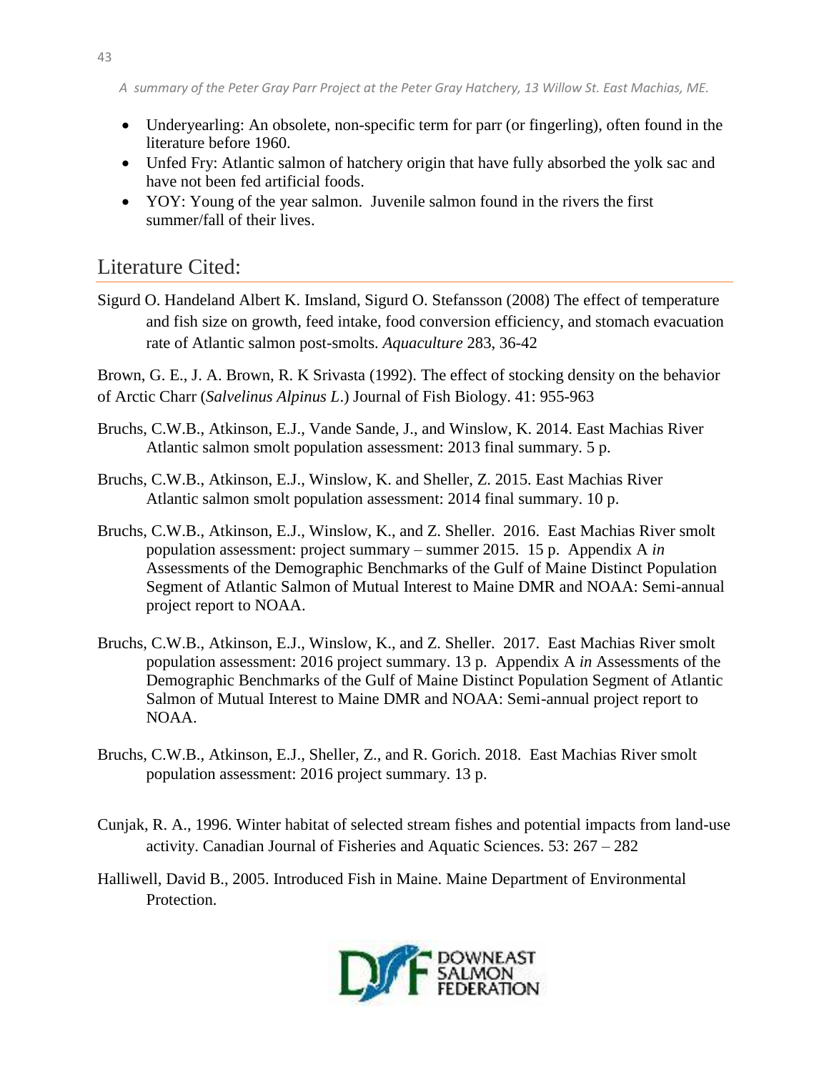- Underyearling: An obsolete, non-specific term for parr (or fingerling), often found in the literature before 1960.
- Unfed Fry: Atlantic salmon of hatchery origin that have fully absorbed the yolk sac and have not been fed artificial foods.
- YOY: Young of the year salmon. Juvenile salmon found in the rivers the first summer/fall of their lives.

## Literature Cited:

Sigurd O. Handeland Albert K. Imsland, Sigurd O. Stefansson (2008) The effect of temperature and fish size on growth, feed intake, food conversion efficiency, and stomach evacuation rate of Atlantic salmon post-smolts. *Aquaculture* 283, 36-42

Brown, G. E., J. A. Brown, R. K Srivasta (1992). The effect of stocking density on the behavior of Arctic Charr (*Salvelinus Alpinus L*.) Journal of Fish Biology. 41: 955-963

Bruchs, C.W.B., Atkinson, E.J., Vande Sande, J., and Winslow, K. 2014. East Machias River Atlantic salmon smolt population assessment: 2013 final summary. 5 p.

Bruchs, C.W.B., Atkinson, E.J., Winslow, K. and Sheller, Z. 2015. East Machias River Atlantic salmon smolt population assessment: 2014 final summary. 10 p.

Bruchs, C.W.B., Atkinson, E.J., Winslow, K., and Z. Sheller. 2016. East Machias River smolt population assessment: project summary – summer 2015. 15 p. Appendix A *in* Assessments of the Demographic Benchmarks of the Gulf of Maine Distinct Population Segment of Atlantic Salmon of Mutual Interest to Maine DMR and NOAA: Semi-annual project report to NOAA.

Bruchs, C.W.B., Atkinson, E.J., Winslow, K., and Z. Sheller. 2017. East Machias River smolt population assessment: 2016 project summary. 13 p. Appendix A *in* Assessments of the Demographic Benchmarks of the Gulf of Maine Distinct Population Segment of Atlantic Salmon of Mutual Interest to Maine DMR and NOAA: Semi-annual project report to NOAA.

Bruchs, C.W.B., Atkinson, E.J., Sheller, Z., and R. Gorich. 2018. East Machias River smolt population assessment: 2016 project summary. 13 p.

Cunjak, R. A., 1996. Winter habitat of selected stream fishes and potential impacts from land-use activity. Canadian Journal of Fisheries and Aquatic Sciences. 53: 267 – 282

Halliwell, David B., 2005. Introduced Fish in Maine. Maine Department of Environmental Protection.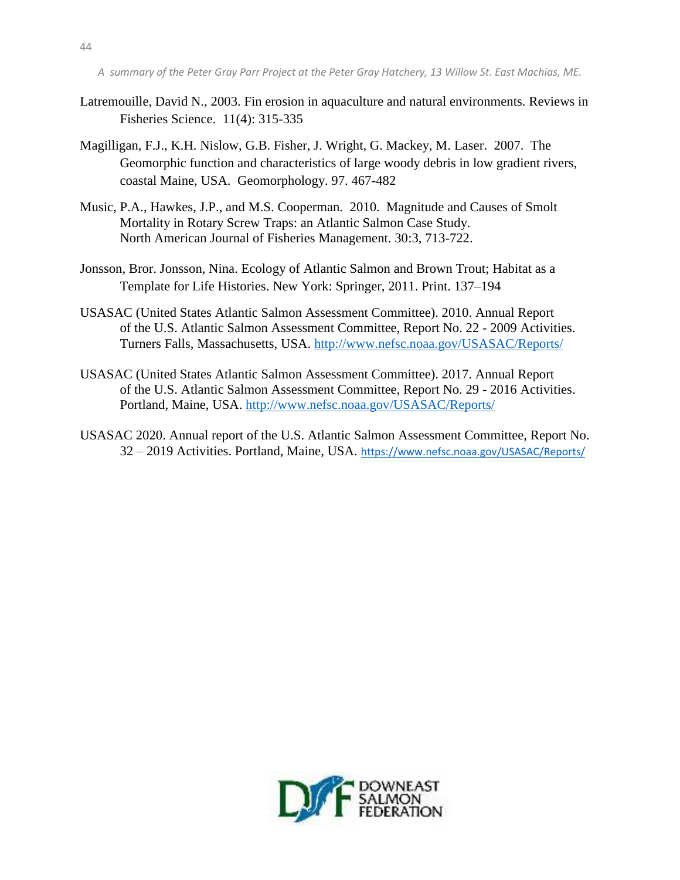Latremouille, David N., 2003. Fin erosion in aquaculture and natural environments. Reviews in Fisheries Science. 11(4): 315-335

Magilligan, F.J., K.H. Nislow, G.B. Fisher, J. Wright, G. Mackey, M. Laser. 2007. The Geomorphic function and characteristics of large woody debris in low gradient rivers, coastal Maine, USA. Geomorphology. 97. 467-482

Music, P.A., Hawkes, J.P., and M.S. Cooperman. 2010. Magnitude and Causes of Smolt Mortality in Rotary Screw Traps: an Atlantic Salmon Case Study. North American Journal of Fisheries Management. 30:3, 713-722.

Jonsson, Bror. Jonsson, Nina. Ecology of Atlantic Salmon and Brown Trout; Habitat as a Template for Life Histories. New York: Springer, 2011. Print. 137–194

USASAC (United States Atlantic Salmon Assessment Committee). 2010. Annual Report of the U.S. Atlantic Salmon Assessment Committee, Report No. 22 - 2009 Activities. Turners Falls, Massachusetts, USA. http://www.nefsc.noaa.gov/USASAC/Reports/

USASAC (United States Atlantic Salmon Assessment Committee). 2017. Annual Report of the U.S. Atlantic Salmon Assessment Committee, Report No. 29 - 2016 Activities. Portland, Maine, USA. http://www.nefsc.noaa.gov/USASAC/Reports/

USASAC 2020. Annual report of the U.S. Atlantic Salmon Assessment Committee, Report No. 32 – 2019 Activities. Portland, Maine, USA. https://www.nefsc.noaa.gov/USASAC/Reports/